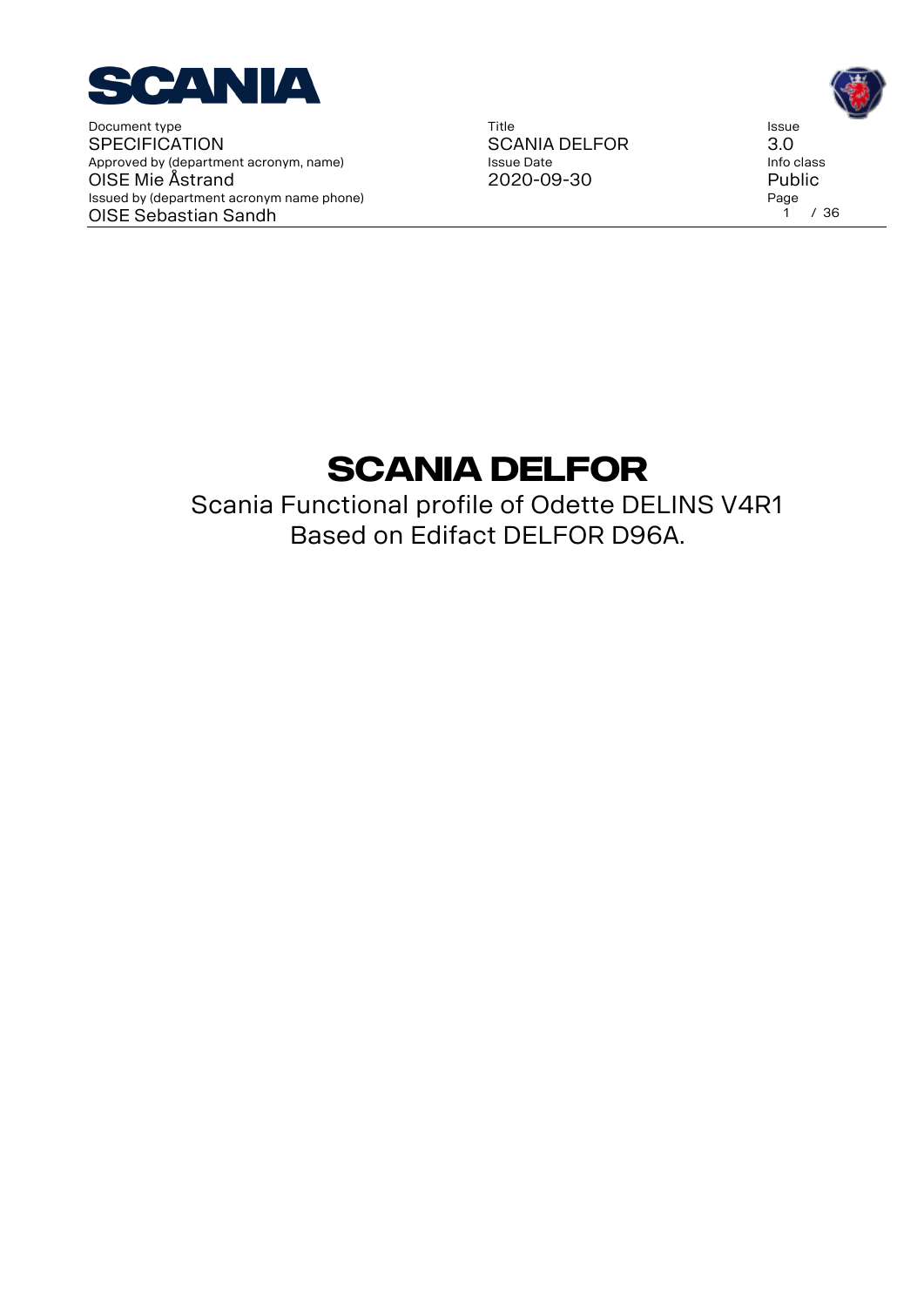| Document type | Title | Issue |
| --- | --- | --- |
| SPECIFICATION | SCANIA DELFOR | 3.0 |
| Approved by (department acronym, name) | Issue Date | Info class |
| OISE Mie Åstrand | 2020-09-30 | Public |
| Issued by (department acronym name phone) | | |
| OISE Sebastian Sandh | | |

# SCANIA DELFOR

Scania Functional profile of Odette DELINS V4R1
Based on Edifact DELFOR D96A.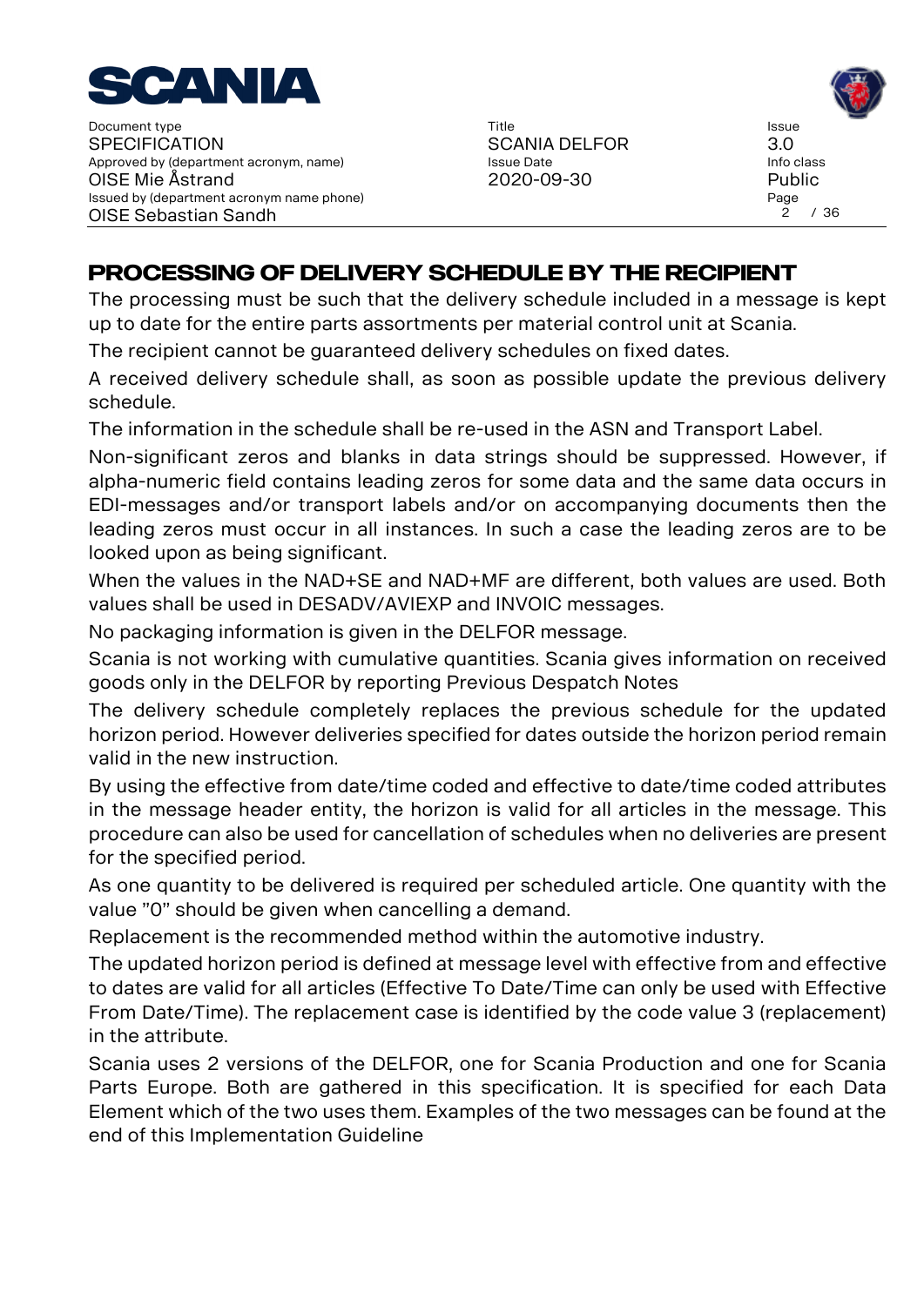# PROCESSING OF DELIVERY SCHEDULE BY THE RECIPIENT

The processing must be such that the delivery schedule included in a message is kept up to date for the entire parts assortments per material control unit at Scania.

The recipient cannot be guaranteed delivery schedules on fixed dates.

A received delivery schedule shall, as soon as possible update the previous delivery schedule.

The information in the schedule shall be re-used in the ASN and Transport Label.

Non-significant zeros and blanks in data strings should be suppressed. However, if alpha-numeric field contains leading zeros for some data and the same data occurs in EDI-messages and/or transport labels and/or on accompanying documents then the leading zeros must occur in all instances. In such a case the leading zeros are to be looked upon as being significant.

When the values in the NAD+SE and NAD+MF are different, both values are used. Both values shall be used in DESADV/AVIEXP and INVOIC messages.

No packaging information is given in the DELFOR message.

Scania is not working with cumulative quantities. Scania gives information on received goods only in the DELFOR by reporting Previous Despatch Notes

The delivery schedule completely replaces the previous schedule for the updated horizon period. However deliveries specified for dates outside the horizon period remain valid in the new instruction.

By using the effective from date/time coded and effective to date/time coded attributes in the message header entity, the horizon is valid for all articles in the message. This procedure can also be used for cancellation of schedules when no deliveries are present for the specified period.

As one quantity to be delivered is required per scheduled article. One quantity with the value "0" should be given when cancelling a demand.

Replacement is the recommended method within the automotive industry.

The updated horizon period is defined at message level with effective from and effective to dates are valid for all articles (Effective To Date/Time can only be used with Effective From Date/Time). The replacement case is identified by the code value 3 (replacement) in the attribute.

Scania uses 2 versions of the DELFOR, one for Scania Production and one for Scania Parts Europe. Both are gathered in this specification. It is specified for each Data Element which of the two uses them. Examples of the two messages can be found at the end of this Implementation Guideline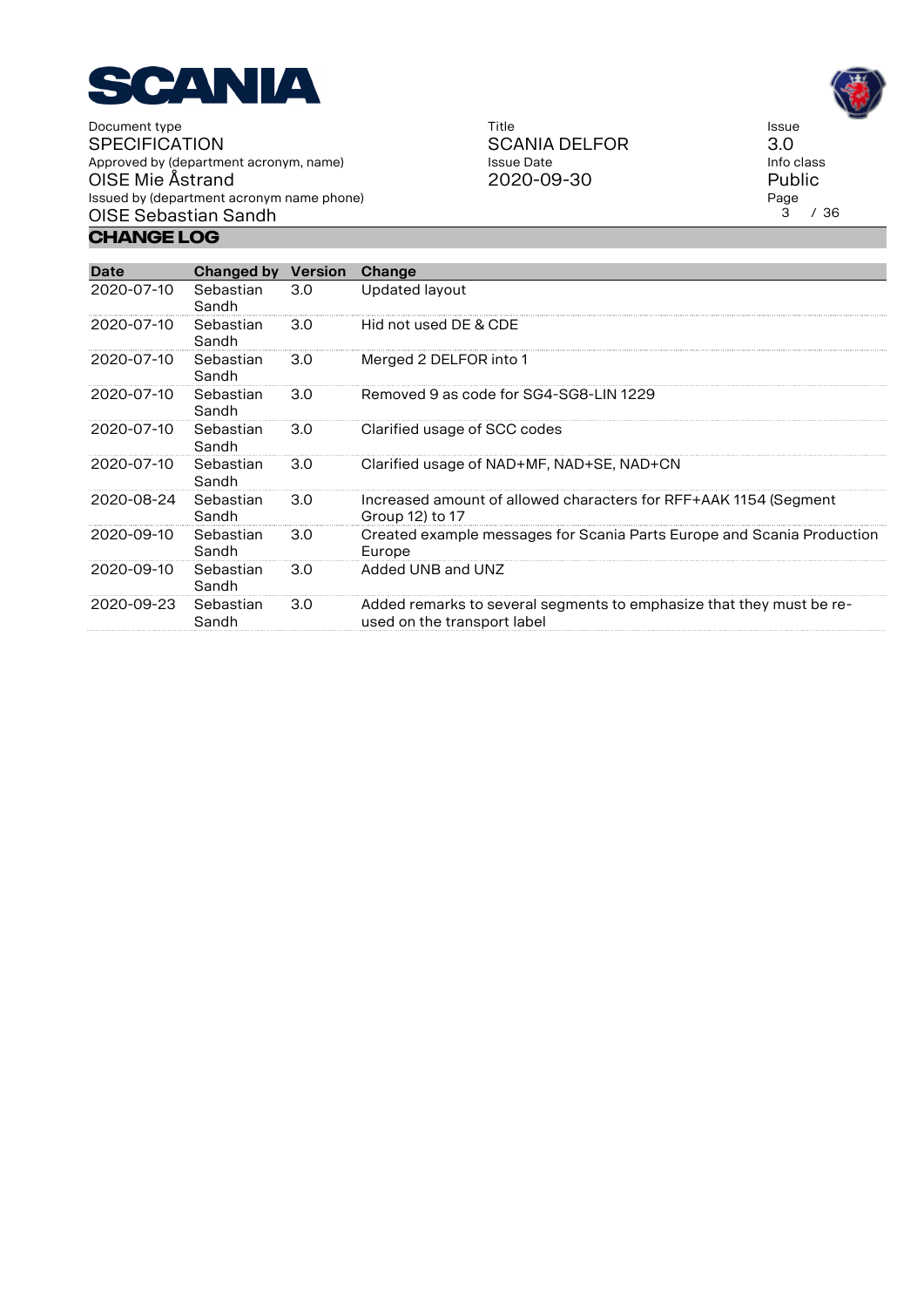## CHANGE LOG

| Date | Changed by | Version | Change |
|---|---|---|---|
| 2020-07-10 | Sebastian Sandh | 3.0 | Updated layout |
| 2020-07-10 | Sebastian Sandh | 3.0 | Hid not used DE & CDE |
| 2020-07-10 | Sebastian Sandh | 3.0 | Merged 2 DELFOR into 1 |
| 2020-07-10 | Sebastian Sandh | 3.0 | Removed 9 as code for SG4-SG8-LIN 1229 |
| 2020-07-10 | Sebastian Sandh | 3.0 | Clarified usage of SCC codes |
| 2020-07-10 | Sebastian Sandh | 3.0 | Clarified usage of NAD+MF, NAD+SE, NAD+CN |
| 2020-08-24 | Sebastian Sandh | 3.0 | Increased amount of allowed characters for RFF+AAK 1154 (Segment Group 12) to 17 |
| 2020-09-10 | Sebastian Sandh | 3.0 | Created example messages for Scania Parts Europe and Scania Production Europe |
| 2020-09-10 | Sebastian Sandh | 3.0 | Added UNB and UNZ |
| 2020-09-23 | Sebastian Sandh | 3.0 | Added remarks to several segments to emphasize that they must be re-used on the transport label |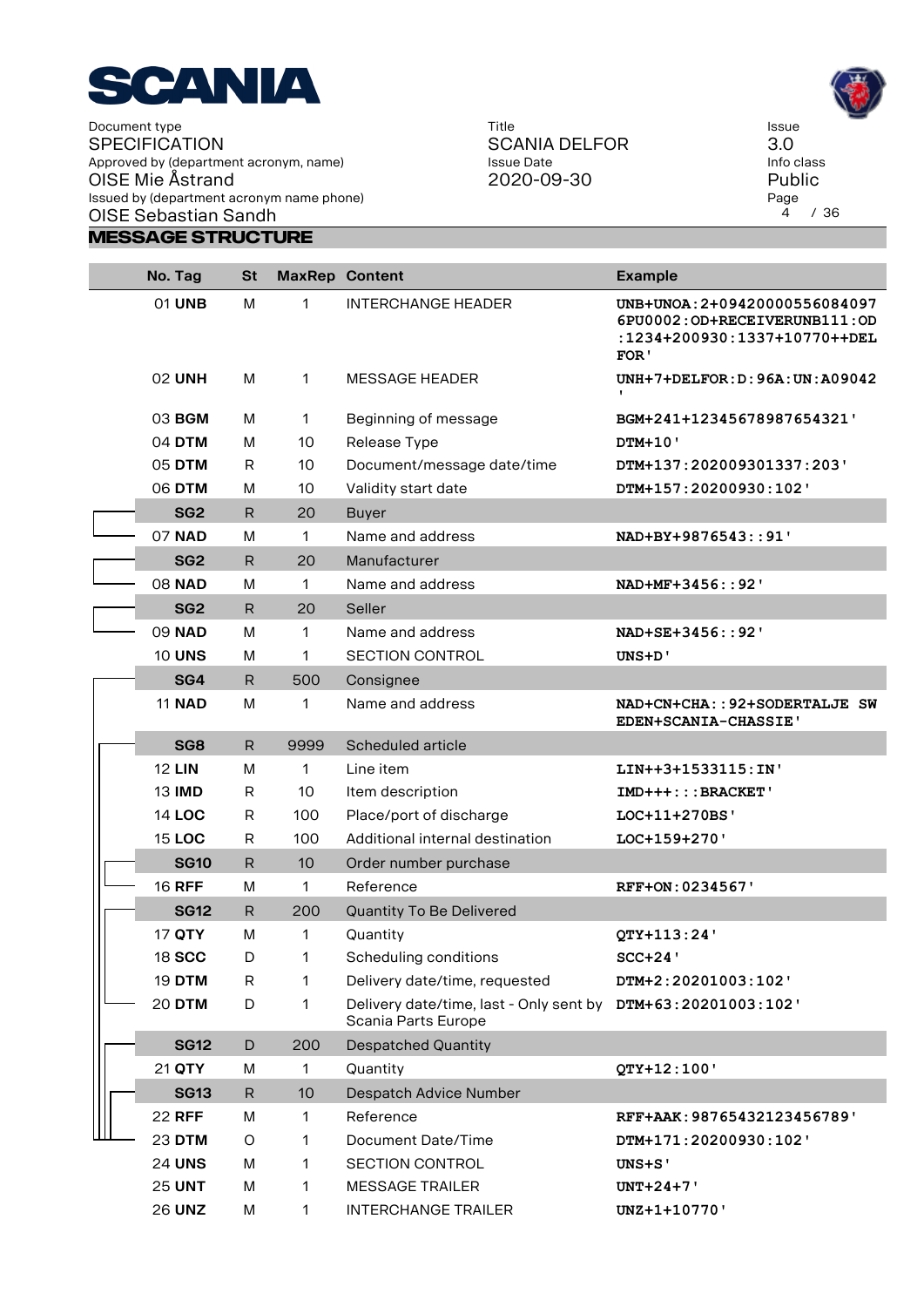## MESSAGE STRUCTURE

| No. Tag | St | MaxRep | Content | Example |
|---|---|---|---|---|
| 01 **UNB** | M | 1 | INTERCHANGE HEADER | `UNB+UNOA:2+09420000556084097 6PU0002:OD+RECEIVERUNB111:OD :1234+200930:1337+10770++DEL FOR'` |
| 02 **UNH** | M | 1 | MESSAGE HEADER | `UNH+7+DELFOR:D:96A:UN:A09042 '` |
| 03 **BGM** | M | 1 | Beginning of message | `BGM+241+12345678987654321'` |
| 04 **DTM** | M | 10 | Release Type | `DTM+10'` |
| 05 **DTM** | R | 10 | Document/message date/time | `DTM+137:202009301337:203'` |
| 06 **DTM** | M | 10 | Validity start date | `DTM+157:20200930:102'` |
| **SG2** | R | 20 | Buyer | |
| 07 **NAD** | M | 1 | Name and address | `NAD+BY+9876543::91'` |
| **SG2** | R | 20 | Manufacturer | |
| 08 **NAD** | M | 1 | Name and address | `NAD+MF+3456::92'` |
| **SG2** | R | 20 | Seller | |
| 09 **NAD** | M | 1 | Name and address | `NAD+SE+3456::92'` |
| 10 **UNS** | M | 1 | SECTION CONTROL | `UNS+D'` |
| **SG4** | R | 500 | Consignee | |
| 11 **NAD** | M | 1 | Name and address | `NAD+CN+CHA::92+SODERTALJE SW EDEN+SCANIA-CHASSIE'` |
| **SG8** | R | 9999 | Scheduled article | |
| 12 **LIN** | M | 1 | Line item | `LIN++3+1533115:IN'` |
| 13 **IMD** | R | 10 | Item description | `IMD+++:::BRACKET'` |
| 14 **LOC** | R | 100 | Place/port of discharge | `LOC+11+270BS'` |
| 15 **LOC** | R | 100 | Additional internal destination | `LOC+159+270'` |
| **SG10** | R | 10 | Order number purchase | |
| 16 **RFF** | M | 1 | Reference | `RFF+ON:0234567'` |
| **SG12** | R | 200 | Quantity To Be Delivered | |
| 17 **QTY** | M | 1 | Quantity | `QTY+113:24'` |
| 18 **SCC** | D | 1 | Scheduling conditions | `SCC+24'` |
| 19 **DTM** | R | 1 | Delivery date/time, requested | `DTM+2:20201003:102'` |
| 20 **DTM** | D | 1 | Delivery date/time, last - Only sent by Scania Parts Europe | `DTM+63:20201003:102'` |
| **SG12** | D | 200 | Despatched Quantity | |
| 21 **QTY** | M | 1 | Quantity | `QTY+12:100'` |
| **SG13** | R | 10 | Despatch Advice Number | |
| 22 **RFF** | M | 1 | Reference | `RFF+AAK:98765432123456789'` |
| 23 **DTM** | O | 1 | Document Date/Time | `DTM+171:20200930:102'` |
| 24 **UNS** | M | 1 | SECTION CONTROL | `UNS+S'` |
| 25 **UNT** | M | 1 | MESSAGE TRAILER | `UNT+24+7'` |
| 26 **UNZ** | M | 1 | INTERCHANGE TRAILER | `UNZ+1+10770'` |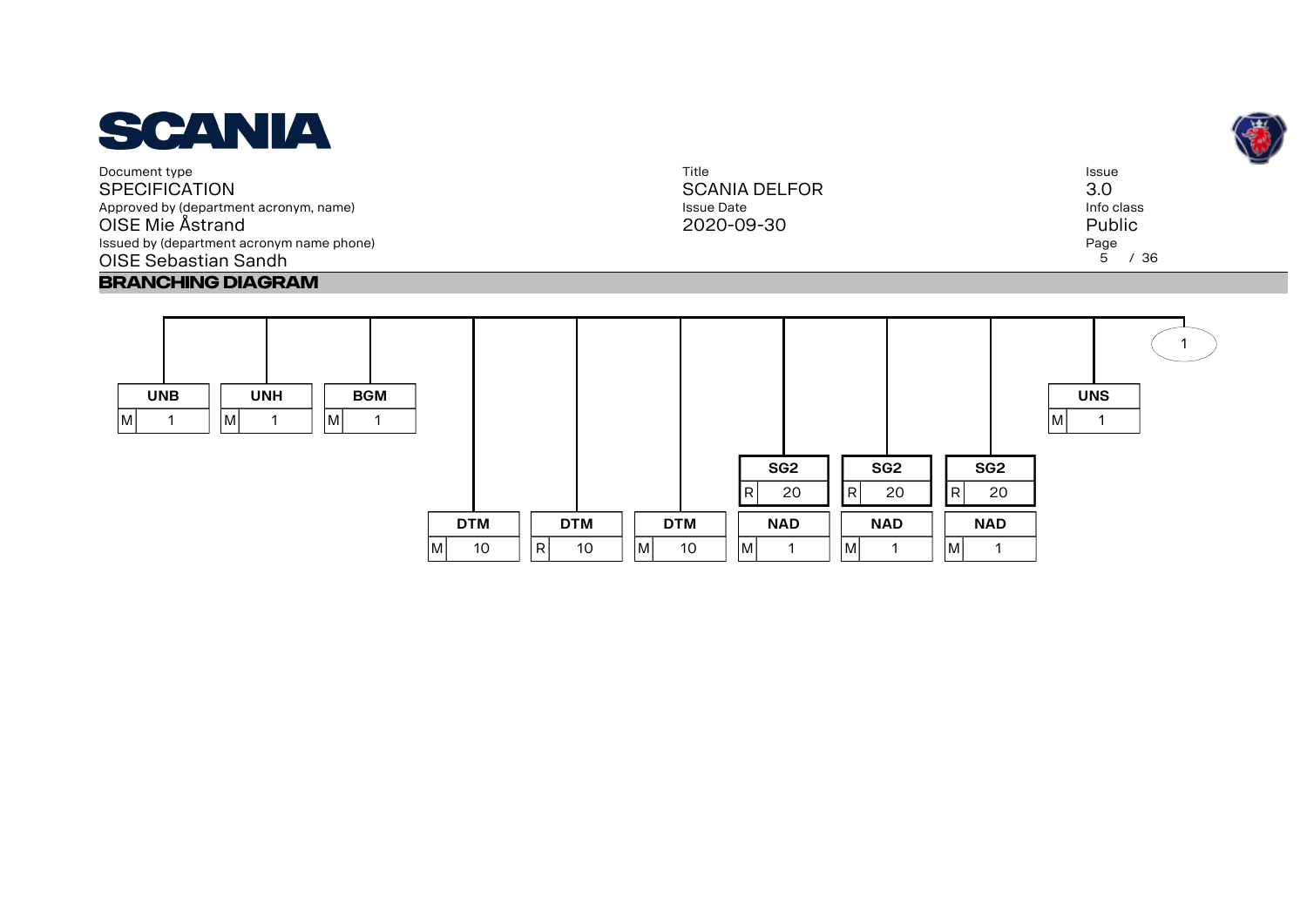## BRANCHING DIAGRAM

| Segment | Status | Repeat |
|---|---|---|
| UNB | M | 1 |
| UNH | M | 1 |
| BGM | M | 1 |
| DTM | M | 10 |
| DTM | R | 10 |
| DTM | M | 10 |
| SG2 | R | 20 |
| NAD | M | 1 |
| SG2 | R | 20 |
| NAD | M | 1 |
| SG2 | R | 20 |
| NAD | M | 1 |
| UNS | M | 1 |

1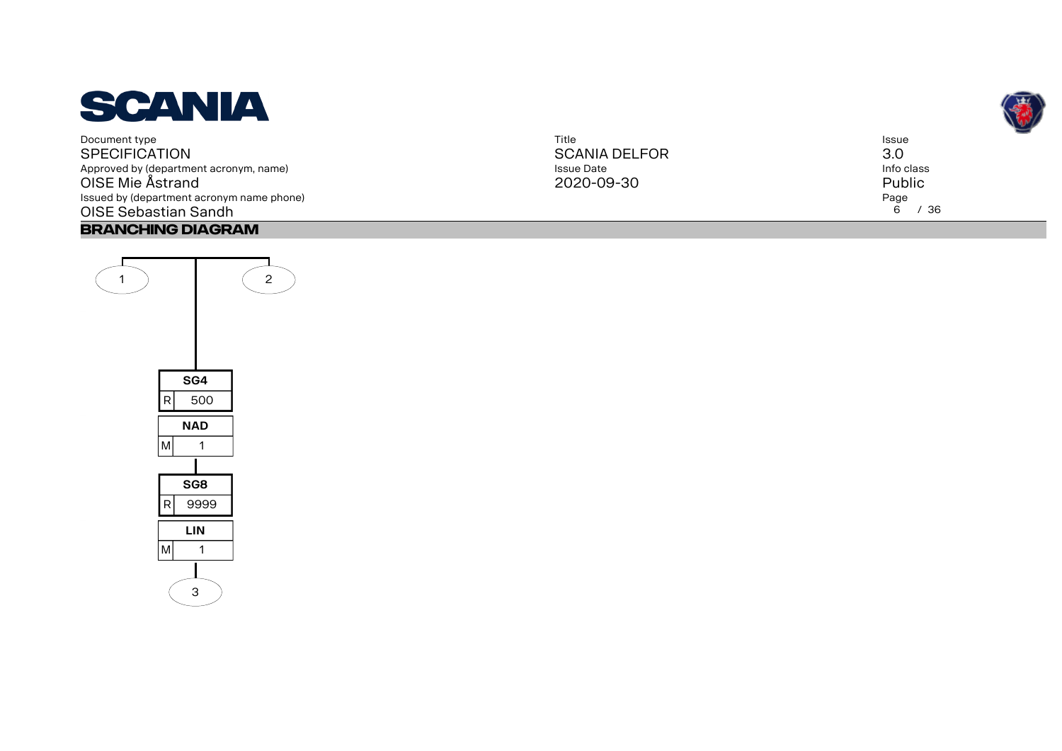## BRANCHING DIAGRAM

1

2

| SG4 | |
|---|---|
| R | 500 |

| NAD | |
|---|---|
| M | 1 |

| SG8 | |
|---|---|
| R | 9999 |

| LIN | |
|---|---|
| M | 1 |

3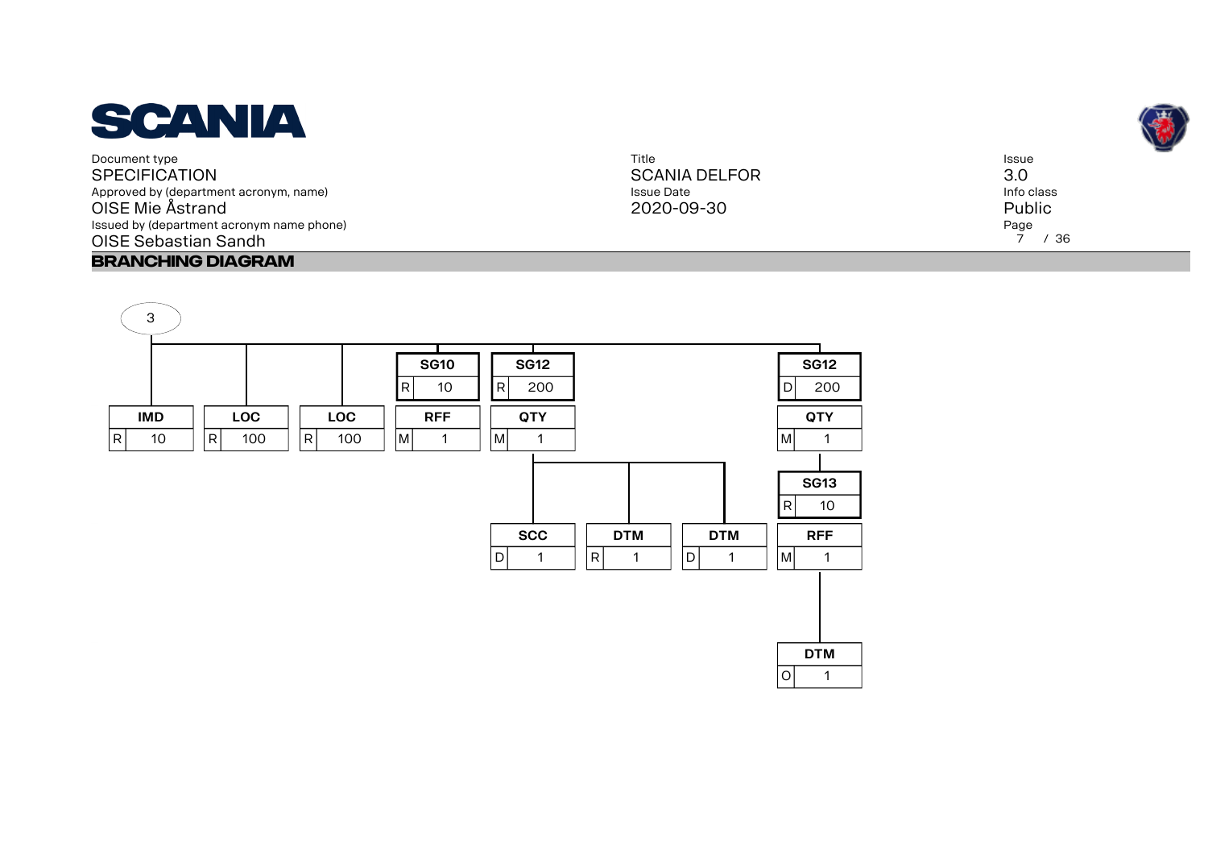## BRANCHING DIAGRAM

3

| Segment/Group | Status | Repeat |
|---|---|---|
| IMD | R | 10 |
| LOC | R | 100 |
| LOC | R | 100 |
| SG10 | R | 10 |
| RFF | M | 1 |
| SG12 | R | 200 |
| QTY | M | 1 |
| SCC | D | 1 |
| DTM | R | 1 |
| DTM | D | 1 |
| SG12 | D | 200 |
| QTY | M | 1 |
| SG13 | R | 10 |
| RFF | M | 1 |
| DTM | O | 1 |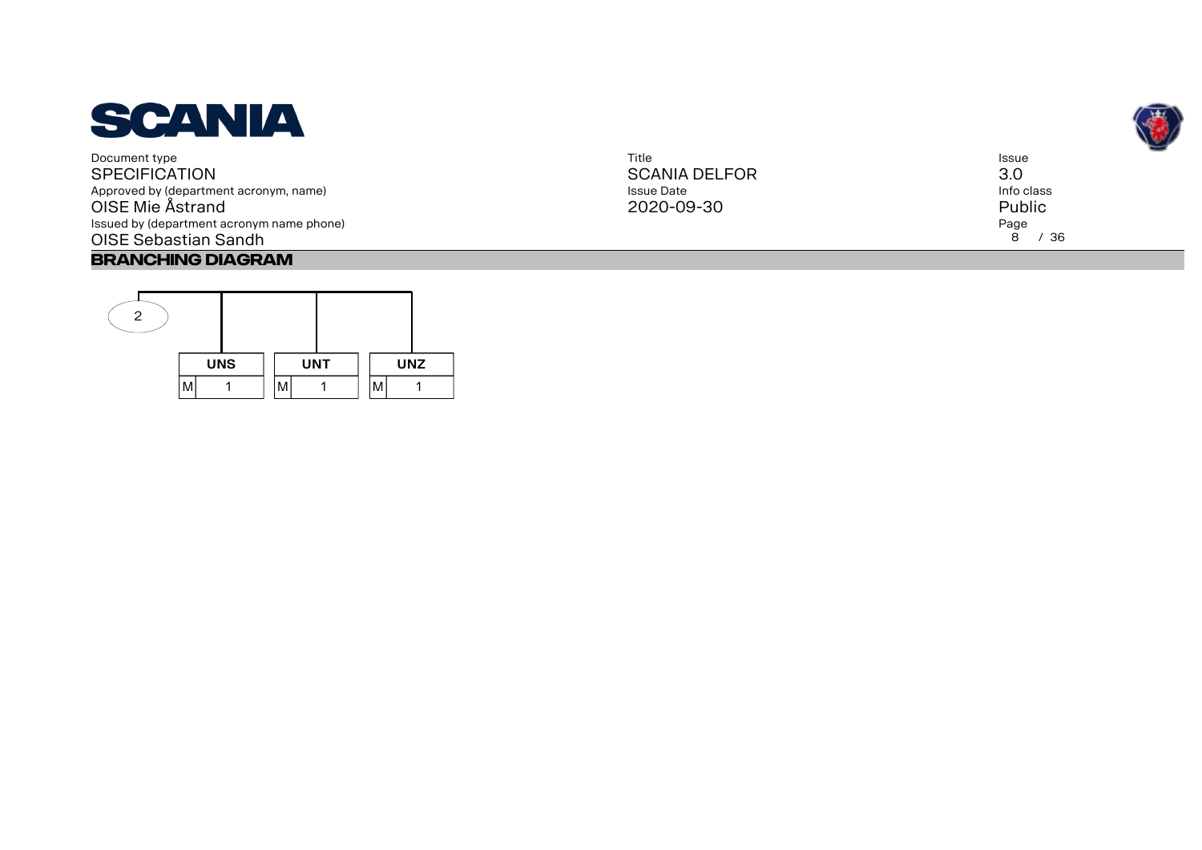## BRANCHING DIAGRAM

2

| UNS | UNT | UNZ |
| --- | --- | --- |
| M 1 | M 1 | M 1 |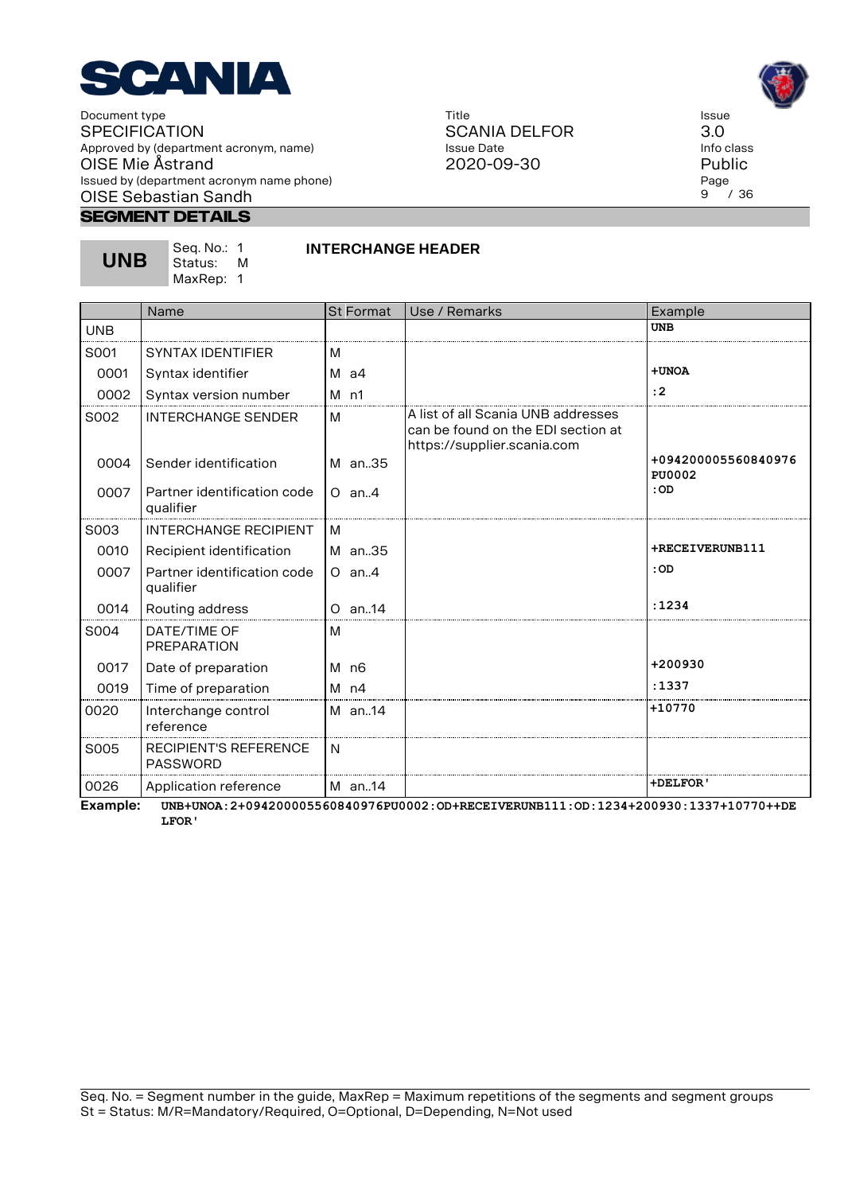## SEGMENT DETAILS

**UNB** Seq. No.: 1 Status: M MaxRep: 1 **INTERCHANGE HEADER**

| | Name | St | Format | Use / Remarks | Example |
|---|---|---|---|---|---|
| UNB | | | | | **UNB** |
| S001 | SYNTAX IDENTIFIER | M | | | |
| 0001 | Syntax identifier | M | a4 | | **+UNOA** |
| 0002 | Syntax version number | M | n1 | | **:2** |
| S002 | INTERCHANGE SENDER | M | | A list of all Scania UNB addresses can be found on the EDI section at https://supplier.scania.com | |
| 0004 | Sender identification | M | an..35 | | **+094200005560840976 PU0002** |
| 0007 | Partner identification code qualifier | O | an..4 | | **:OD** |
| S003 | INTERCHANGE RECIPIENT | M | | | |
| 0010 | Recipient identification | M | an..35 | | **+RECEIVERUNB111** |
| 0007 | Partner identification code qualifier | O | an..4 | | **:OD** |
| 0014 | Routing address | O | an..14 | | **:1234** |
| S004 | DATE/TIME OF PREPARATION | M | | | |
| 0017 | Date of preparation | M | n6 | | **+200930** |
| 0019 | Time of preparation | M | n4 | | **:1337** |
| 0020 | Interchange control reference | M | an..14 | | **+10770** |
| S005 | RECIPIENT'S REFERENCE PASSWORD | N | | | |
| 0026 | Application reference | M | an..14 | | **+DELFOR'** |

**Example:** `UNB+UNOA:2+094200005560840976PU0002:OD+RECEIVERUNB111:OD:1234+200930:1337+10770++DELFOR'`

Seq. No. = Segment number in the guide, MaxRep = Maximum repetitions of the segments and segment groups
St = Status: M/R=Mandatory/Required, O=Optional, D=Depending, N=Not used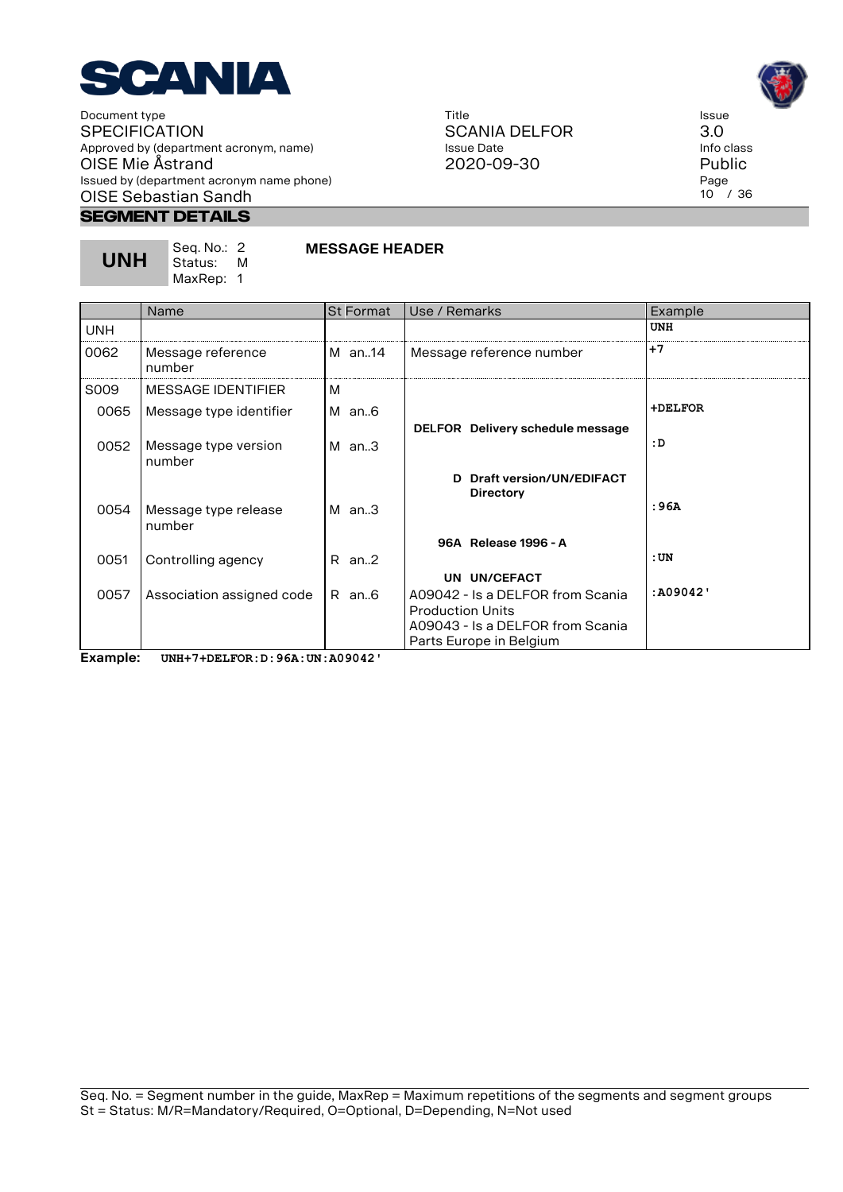## SEGMENT DETAILS

**UNH** Seq. No.: 2 Status: M MaxRep: 1 **MESSAGE HEADER**

| | Name | St | Format | Use / Remarks | Example |
|---|---|---|---|---|---|
| UNH | | | | | UNH |
| 0062 | Message reference number | M | an..14 | Message reference number | +7 |
| S009 | MESSAGE IDENTIFIER | M | | | |
| 0065 | Message type identifier | M | an..6 | **DELFOR Delivery schedule message** | +DELFOR |
| 0052 | Message type version number | M | an..3 | **D Draft version/UN/EDIFACT Directory** | :D |
| 0054 | Message type release number | M | an..3 | **96A Release 1996 - A** | :96A |
| 0051 | Controlling agency | R | an..2 | **UN UN/CEFACT** | :UN |
| 0057 | Association assigned code | R | an..6 | A09042 - Is a DELFOR from Scania Production Units<br>A09043 - Is a DELFOR from Scania Parts Europe in Belgium | :A09042' |

**Example:** `UNH+7+DELFOR:D:96A:UN:A09042'`

Seq. No. = Segment number in the guide, MaxRep = Maximum repetitions of the segments and segment groups
St = Status: M/R=Mandatory/Required, O=Optional, D=Depending, N=Not used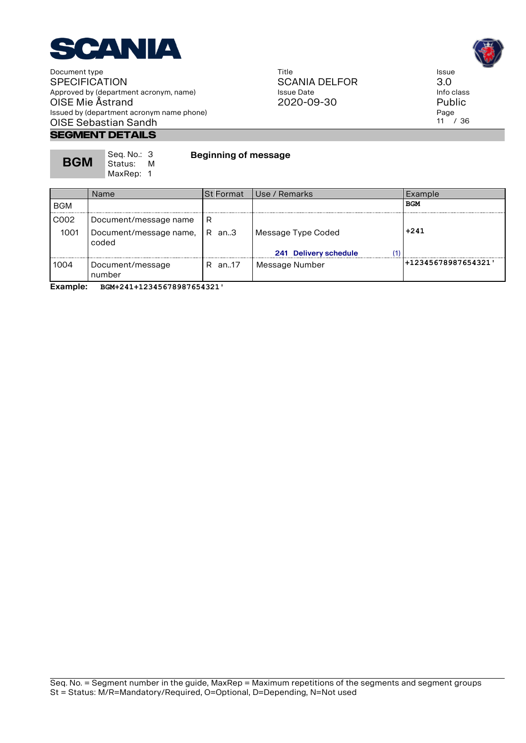## SEGMENT DETAILS

**BGM** Seq. No.: 3 Status: M MaxRep: 1 **Beginning of message**

| | Name | St | Format | Use / Remarks | Example |
|---|---|---|---|---|---|
| BGM | | | | | **BGM** |
| C002 | Document/message name | R | | | |
| 1001 | Document/message name, coded | R | an..3 | Message Type Coded<br>**241 Delivery schedule** (1) | **+241** |
| 1004 | Document/message number | R | an..17 | Message Number | **+12345678987654321'** |

**Example:** `BGM+241+12345678987654321'`

Seq. No. = Segment number in the guide, MaxRep = Maximum repetitions of the segments and segment groups
St = Status: M/R=Mandatory/Required, O=Optional, D=Depending, N=Not used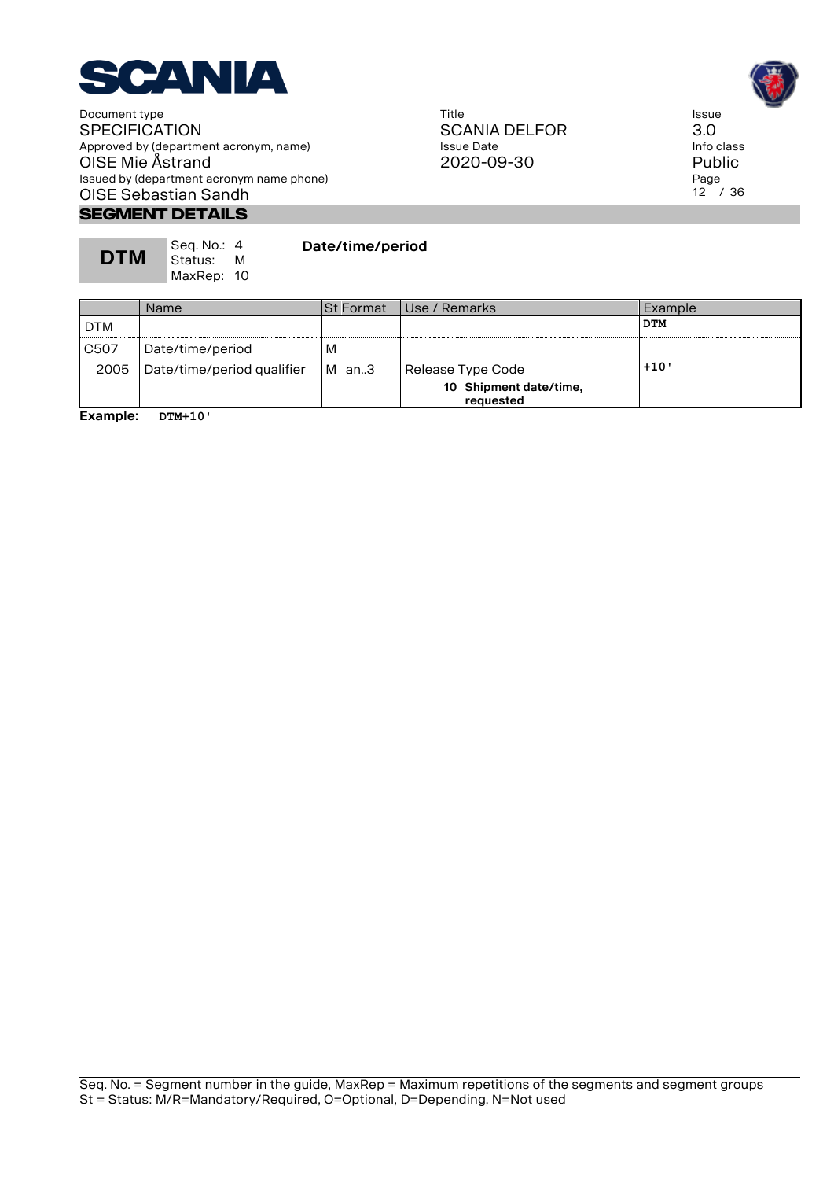## SEGMENT DETAILS

**DTM** Seq. No.: 4 Status: M MaxRep: 10 **Date/time/period**

| | Name | St Format | Use / Remarks | Example |
|---|---|---|---|---|
| DTM | | | | **DTM** |
| C507 | Date/time/period | M | | |
| 2005 | Date/time/period qualifier | M an..3 | Release Type Code<br>**10 Shipment date/time, requested** | **+10'** |

**Example:** `DTM+10'`

Seq. No. = Segment number in the guide, MaxRep = Maximum repetitions of the segments and segment groups
St = Status: M/R=Mandatory/Required, O=Optional, D=Depending, N=Not used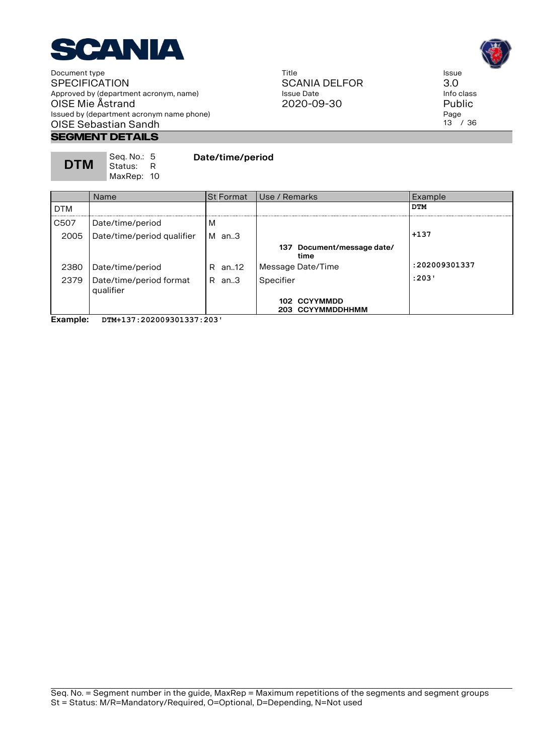## SEGMENT DETAILS

**DTM** Seq. No.: 5 Status: R MaxRep: 10

**Date/time/period**

| | Name | St | Format | Use / Remarks | Example |
|---|---|---|---|---|---|
| DTM | | | | | **DTM** |
| C507 | Date/time/period | M | | | |
| 2005 | Date/time/period qualifier | M | an..3 | | **+137** |
| | | | | **137 Document/message date/time** | |
| 2380 | Date/time/period | R | an..12 | Message Date/Time | **:202009301337** |
| 2379 | Date/time/period format qualifier | R | an..3 | Specifier | **:203'** |
| | | | | **102 CCYYMMDD**<br>**203 CCYYMMDDHHMM** | |

**Example:** `DTM+137:202009301337:203'`

Seq. No. = Segment number in the guide, MaxRep = Maximum repetitions of the segments and segment groups
St = Status: M/R=Mandatory/Required, O=Optional, D=Depending, N=Not used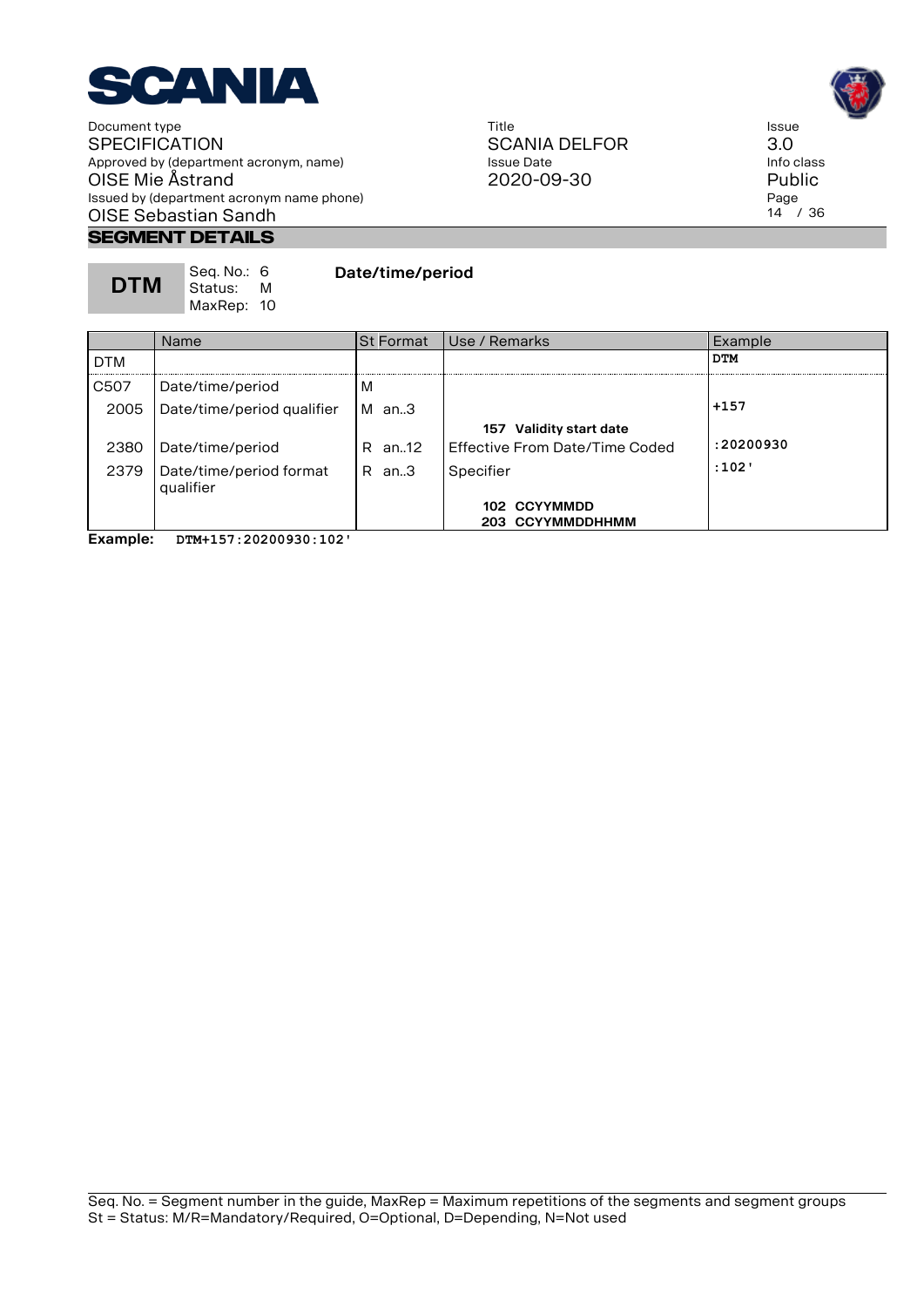## SEGMENT DETAILS

**DTM** Seq. No.: 6 Status: M MaxRep: 10 **Date/time/period**

| | Name | St | Format | Use / Remarks | Example |
|---|---|---|---|---|---|
| DTM | | | | | **DTM** |
| C507 | Date/time/period | M | | | |
| 2005 | Date/time/period qualifier | M | an..3 | **157 Validity start date** | +157 |
| 2380 | Date/time/period | R | an..12 | Effective From Date/Time Coded | :20200930 |
| 2379 | Date/time/period format qualifier | R | an..3 | Specifier<br>**102 CCYYMMDD**<br>**203 CCYYMMDDHHMM** | :102' |

**Example:** `DTM+157:20200930:102'`

Seq. No. = Segment number in the guide, MaxRep = Maximum repetitions of the segments and segment groups
St = Status: M/R=Mandatory/Required, O=Optional, D=Depending, N=Not used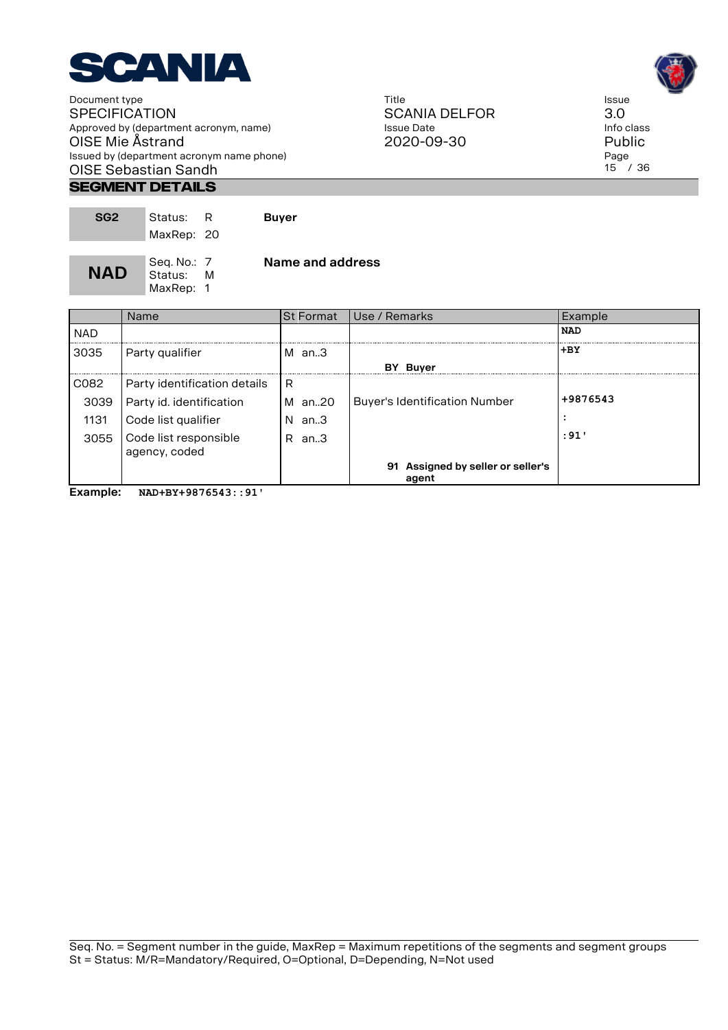## SEGMENT DETAILS

| SG2 | Status: R<br>MaxRep: 20 | **Buyer** |
|---|---|---|

| NAD | Seq. No.: 7<br>Status: M<br>MaxRep: 1 | **Name and address** |
|---|---|---|

| | Name | St | Format | Use / Remarks | Example |
|---|---|---|---|---|---|
| NAD | | | | | **NAD** |
| 3035 | Party qualifier | M | an..3 | **BY Buyer** | **+BY** |
| C082 | Party identification details | R | | | |
| 3039 | Party id. identification | M | an..20 | Buyer's Identification Number | **+9876543** |
| 1131 | Code list qualifier | N | an..3 | | **:** |
| 3055 | Code list responsible agency, coded | R | an..3 | **91 Assigned by seller or seller's agent** | **:91'** |

**Example:** `NAD+BY+9876543::91'`

Seq. No. = Segment number in the guide, MaxRep = Maximum repetitions of the segments and segment groups
St = Status: M/R=Mandatory/Required, O=Optional, D=Depending, N=Not used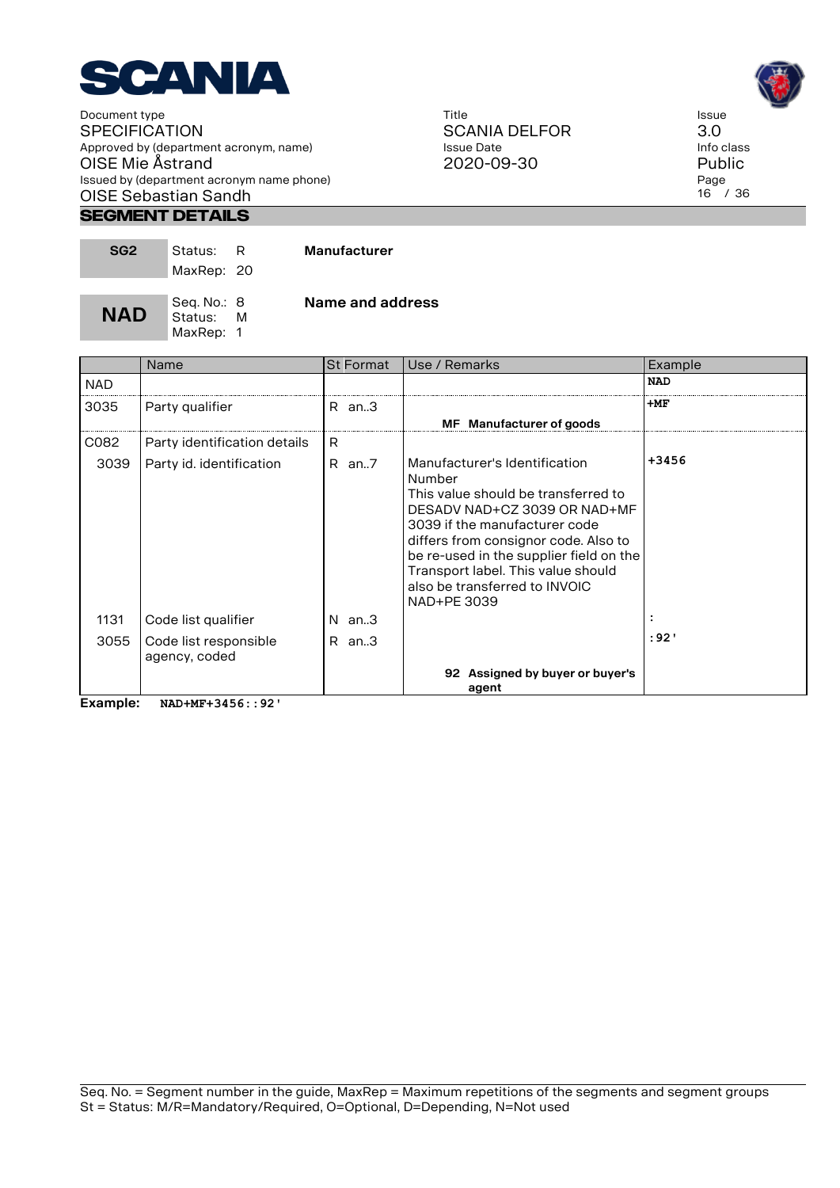## SEGMENT DETAILS

| SG2 | Status: R<br>MaxRep: 20 | **Manufacturer** |
|---|---|---|

| NAD | Seq. No.: 8<br>Status: M<br>MaxRep: 1 | **Name and address** |
|---|---|---|

| | Name | St | Format | Use / Remarks | Example |
|---|---|---|---|---|---|
| NAD | | | | | **NAD** |
| 3035 | Party qualifier | R | an..3 | **MF Manufacturer of goods** | **+MF** |
| C082 | Party identification details | R | | | |
| 3039 | Party id. identification | R | an..7 | Manufacturer's Identification Number<br>This value should be transferred to DESADV NAD+CZ 3039 OR NAD+MF 3039 if the manufacturer code differs from consignor code. Also to be re-used in the supplier field on the Transport label. This value should also be transferred to INVOIC NAD+PE 3039 | **+3456** |
| 1131 | Code list qualifier | N | an..3 | | **:** |
| 3055 | Code list responsible agency, coded | R | an..3 | **92 Assigned by buyer or buyer's agent** | **:92'** |

**Example:** `NAD+MF+3456::92'`

Seq. No. = Segment number in the guide, MaxRep = Maximum repetitions of the segments and segment groups
St = Status: M/R=Mandatory/Required, O=Optional, D=Depending, N=Not used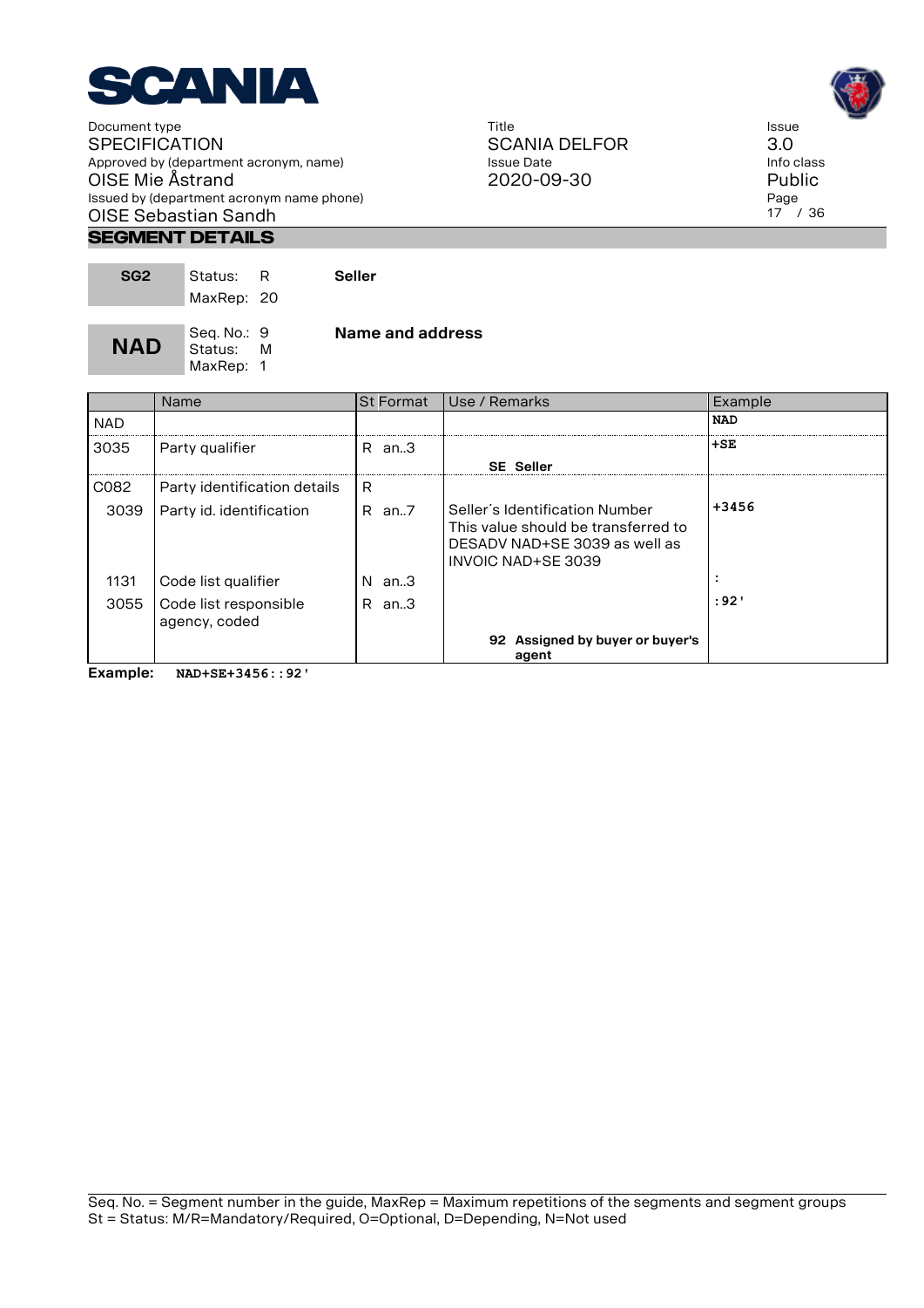## SEGMENT DETAILS

| **SG2** | Status: R<br>MaxRep: 20 | **Seller** |
|---|---|---|

| **NAD** | Seq. No.: 9<br>Status: M<br>MaxRep: 1 | **Name and address** |
|---|---|---|

| | Name | St Format | Use / Remarks | Example |
|---|---|---|---|---|
| NAD | | | | **NAD** |
| 3035 | Party qualifier | R an..3 | **SE Seller** | **+SE** |
| C082 | Party identification details | R | | |
| 3039 | Party id. identification | R an..7 | Seller´s Identification Number<br>This value should be transferred to DESADV NAD+SE 3039 as well as INVOIC NAD+SE 3039 | **+3456** |
| 1131 | Code list qualifier | N an..3 | | **:** |
| 3055 | Code list responsible agency, coded | R an..3 | **92 Assigned by buyer or buyer's agent** | **:92'** |

**Example:** `NAD+SE+3456::92'`

Seq. No. = Segment number in the guide, MaxRep = Maximum repetitions of the segments and segment groups
St = Status: M/R=Mandatory/Required, O=Optional, D=Depending, N=Not used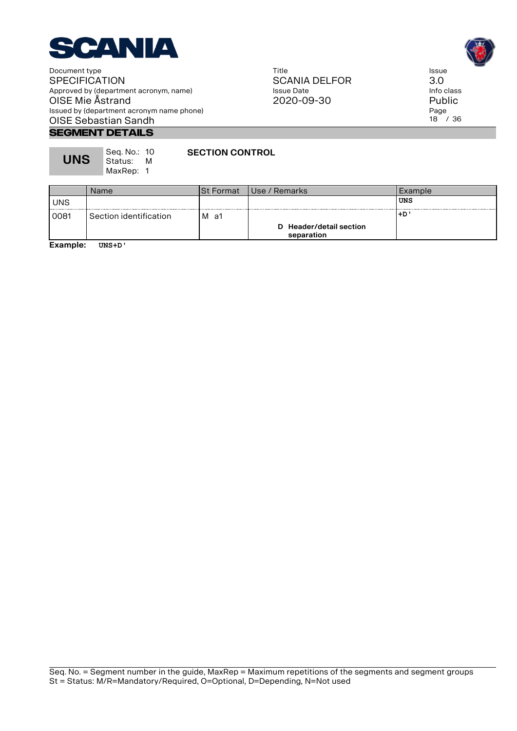## SEGMENT DETAILS

**UNS** Seq. No.: 10 Status: M MaxRep: 1

**SECTION CONTROL**

| | Name | St Format | Use / Remarks | Example |
|---|---|---|---|---|
| UNS | | | | **UNS** |
| 0081 | Section identification | M a1 | **D Header/detail section separation** | **+D'** |

**Example:** `UNS+D'`

Seq. No. = Segment number in the guide, MaxRep = Maximum repetitions of the segments and segment groups
St = Status: M/R=Mandatory/Required, O=Optional, D=Depending, N=Not used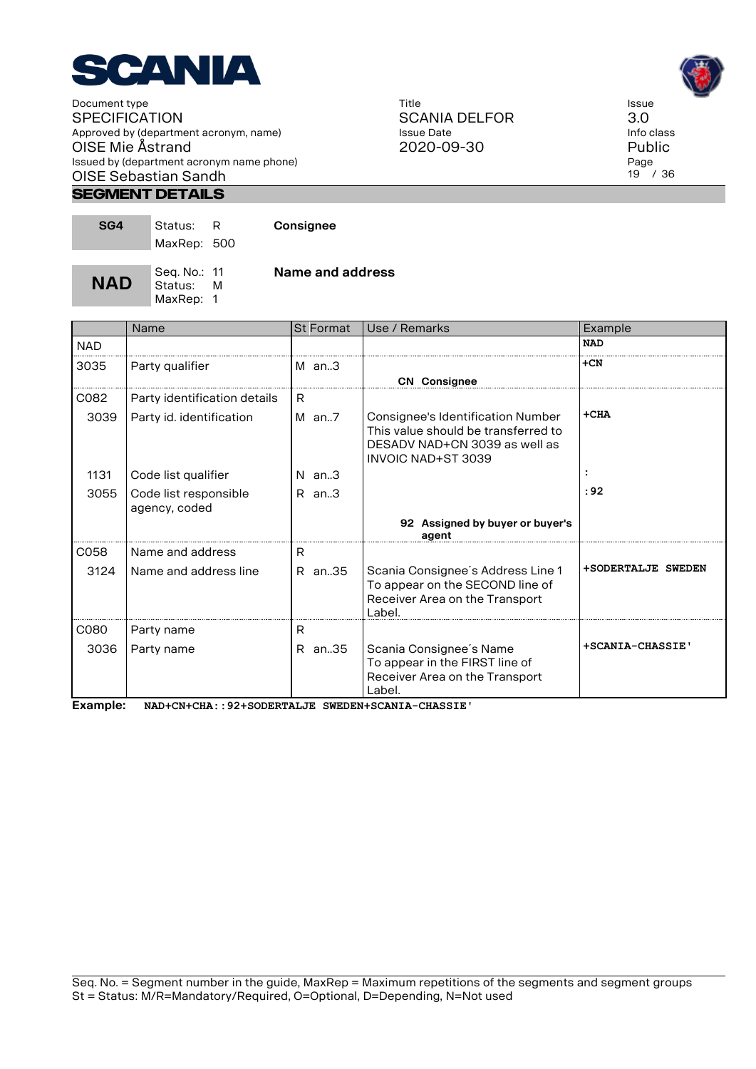## SEGMENT DETAILS

| SG4 | Status: R<br>MaxRep: 500 | **Consignee** |
|---|---|---|

| **NAD** | Seq. No.: 11<br>Status: M<br>MaxRep: 1 | **Name and address** |
|---|---|---|

| | Name | St | Format | Use / Remarks | Example |
|---|---|---|---|---|---|
| NAD | | | | | **NAD** |
| 3035 | Party qualifier | M | an..3 | **CN Consignee** | **+CN** |
| C082 | Party identification details | R | | | |
| 3039 | Party id. identification | M | an..7 | Consignee's Identification Number This value should be transferred to DESADV NAD+CN 3039 as well as INVOIC NAD+ST 3039 | **+CHA** |
| 1131 | Code list qualifier | N | an..3 | | **:** |
| 3055 | Code list responsible agency, coded | R | an..3 | **92 Assigned by buyer or buyer's agent** | **:92** |
| C058 | Name and address | R | | | |
| 3124 | Name and address line | R | an..35 | Scania Consignee´s Address Line 1 To appear on the SECOND line of Receiver Area on the Transport Label. | **+SODERTALJE SWEDEN** |
| C080 | Party name | R | | | |
| 3036 | Party name | R | an..35 | Scania Consignee´s Name To appear in the FIRST line of Receiver Area on the Transport Label. | **+SCANIA-CHASSIE'** |

**Example:** `NAD+CN+CHA::92+SODERTALJE SWEDEN+SCANIA-CHASSIE'`

Seq. No. = Segment number in the guide, MaxRep = Maximum repetitions of the segments and segment groups
St = Status: M/R=Mandatory/Required, O=Optional, D=Depending, N=Not used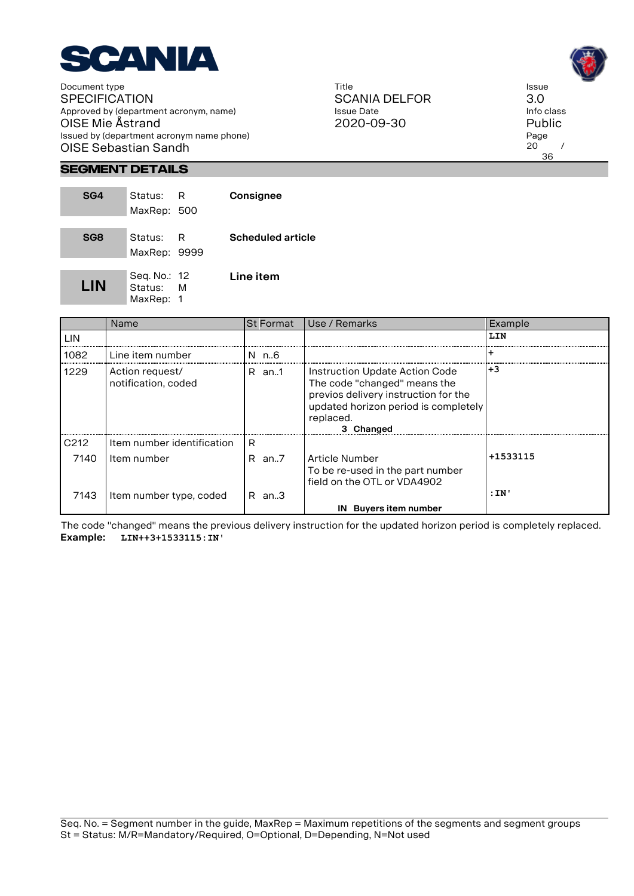## SEGMENT DETAILS

| | | |
|---|---|---|
| **SG4** | Status: R<br>MaxRep: 500 | **Consignee** |
| **SG8** | Status: R<br>MaxRep: 9999 | **Scheduled article** |
| **LIN** | Seq. No.: 12<br>Status: M<br>MaxRep: 1 | **Line item** |

| | Name | St Format | Use / Remarks | Example |
|---|---|---|---|---|
| LIN | | | | **LIN** |
| 1082 | Line item number | N n..6 | | **+** |
| 1229 | Action request/ notification, coded | R an..1 | Instruction Update Action Code<br>The code "changed" means the previos delivery instruction for the updated horizon period is completely replaced.<br>**3 Changed** | **+3** |
| C212 | Item number identification | R | | |
| 7140 | Item number | R an..7 | Article Number<br>To be re-used in the part number field on the OTL or VDA4902 | **+1533115** |
| 7143 | Item number type, coded | R an..3 | **IN Buyers item number** | **:IN'** |

The code "changed" means the previous delivery instruction for the updated horizon period is completely replaced.

**Example:** `LIN++3+1533115:IN'`

Seq. No. = Segment number in the guide, MaxRep = Maximum repetitions of the segments and segment groups
St = Status: M/R=Mandatory/Required, O=Optional, D=Depending, N=Not used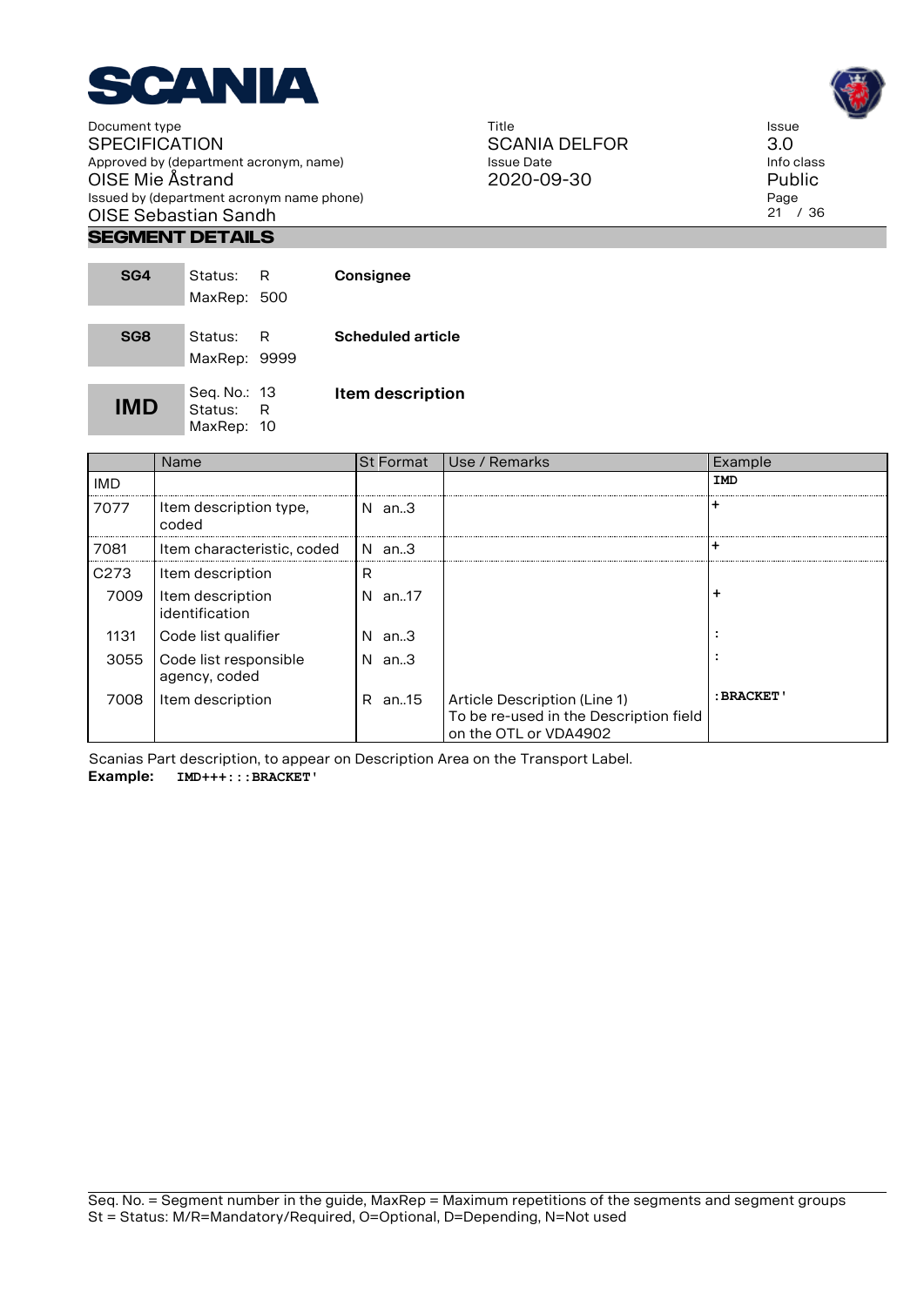## SEGMENT DETAILS

| **SG4** | Status: R<br>MaxRep: 500 | **Consignee** |
|---|---|---|
| **SG8** | Status: R<br>MaxRep: 9999 | **Scheduled article** |
| **IMD** | Seq. No.: 13<br>Status: R<br>MaxRep: 10 | **Item description** |

| | Name | St | Format | Use / Remarks | Example |
|---|---|---|---|---|---|
| IMD | | | | | `IMD` |
| 7077 | Item description type, coded | N | an..3 | | `+` |
| 7081 | Item characteristic, coded | N | an..3 | | `+` |
| C273 | Item description | R | | | |
| 7009 | Item description identification | N | an..17 | | `+` |
| 1131 | Code list qualifier | N | an..3 | | `:` |
| 3055 | Code list responsible agency, coded | N | an..3 | | `:` |
| 7008 | Item description | R | an..15 | Article Description (Line 1) To be re-used in the Description field on the OTL or VDA4902 | `:BRACKET'` |

Scanias Part description, to appear on Description Area on the Transport Label.

**Example:** `IMD+++:::BRACKET'`

Seq. No. = Segment number in the guide, MaxRep = Maximum repetitions of the segments and segment groups
St = Status: M/R=Mandatory/Required, O=Optional, D=Depending, N=Not used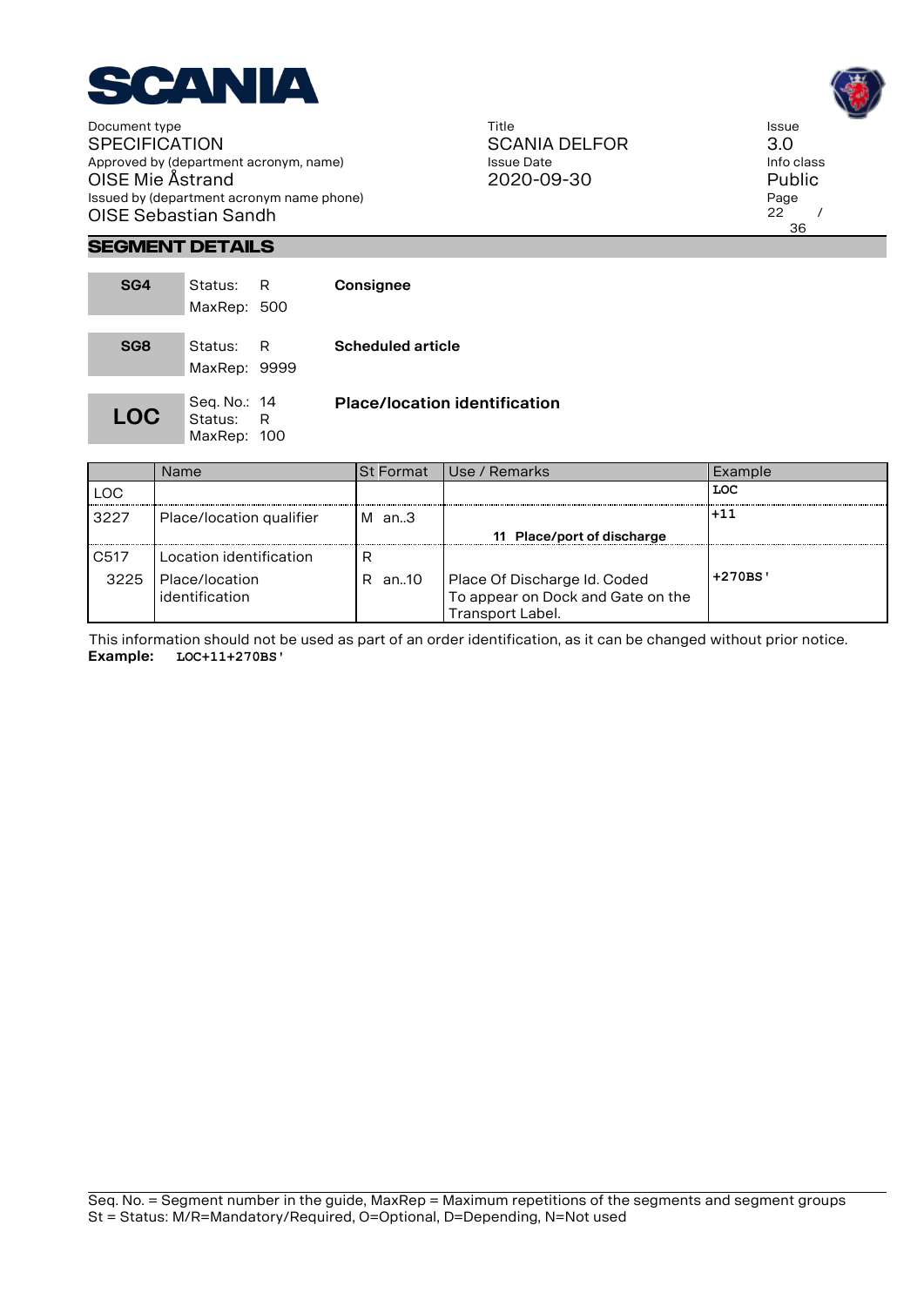## SEGMENT DETAILS

| SG4 | Status: R<br>MaxRep: 500 | **Consignee** |
|---|---|---|

| SG8 | Status: R<br>MaxRep: 9999 | **Scheduled article** |
|---|---|---|

| LOC | Seq. No.: 14<br>Status: R<br>MaxRep: 100 | **Place/location identification** |
|---|---|---|

| | Name | St | Format | Use / Remarks | Example |
|---|---|---|---|---|---|
| LOC | | | | | LOC |
| 3227 | Place/location qualifier | M | an..3 | **11 Place/port of discharge** | +11 |
| C517 | Location identification | R | | | |
| 3225 | Place/location identification | R | an..10 | Place Of Discharge Id. Coded<br>To appear on Dock and Gate on the Transport Label. | +270BS' |

This information should not be used as part of an order identification, as it can be changed without prior notice.

**Example:** `LOC+11+270BS'`

Seq. No. = Segment number in the guide, MaxRep = Maximum repetitions of the segments and segment groups
St = Status: M/R=Mandatory/Required, O=Optional, D=Depending, N=Not used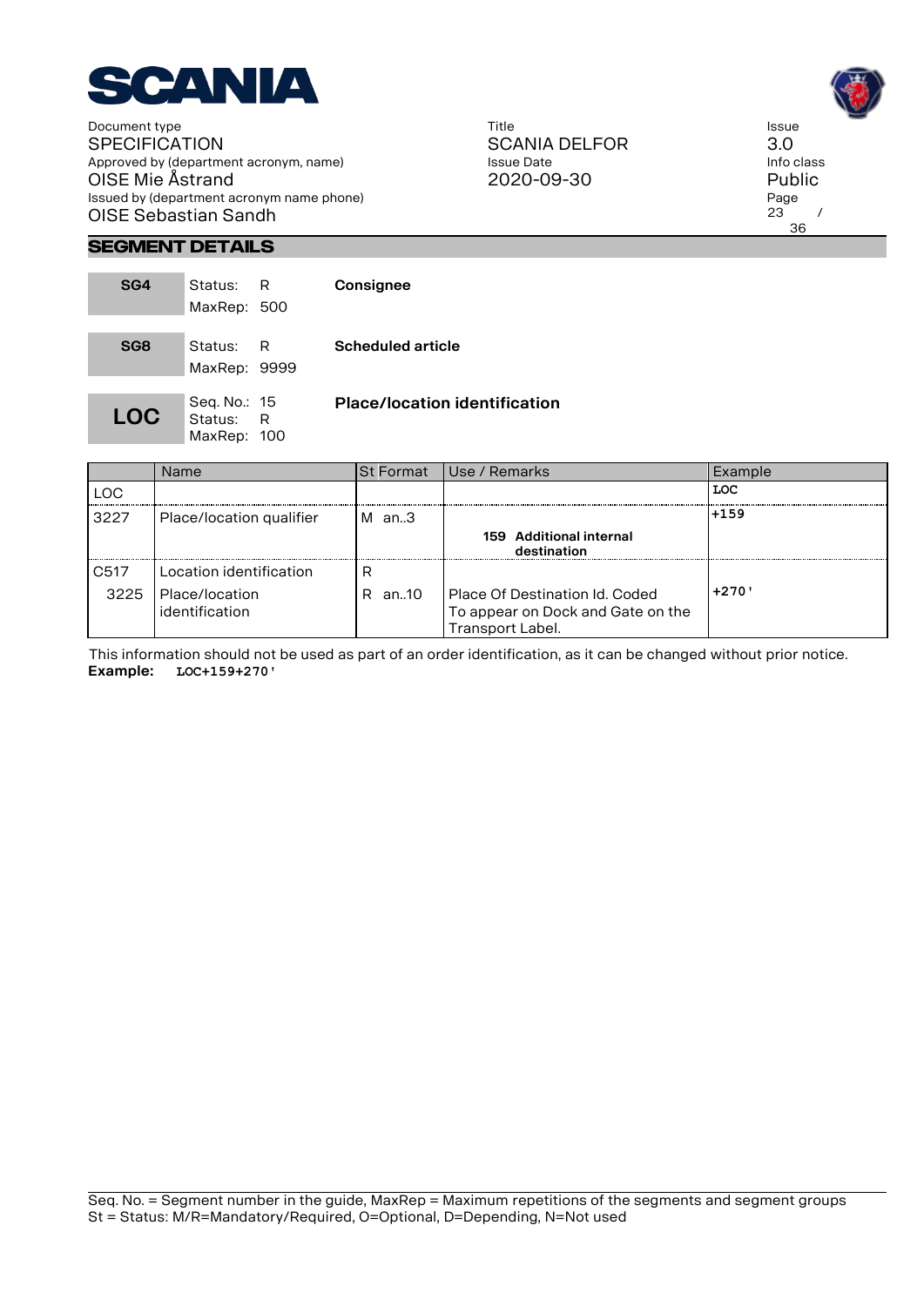## SEGMENT DETAILS

| | | |
|---|---|---|
| **SG4** | Status: R<br>MaxRep: 500 | **Consignee** |
| **SG8** | Status: R<br>MaxRep: 9999 | **Scheduled article** |
| **LOC** | Seq. No.: 15<br>Status: R<br>MaxRep: 100 | **Place/location identification** |

| | Name | St Format | Use / Remarks | Example |
|---|---|---|---|---|
| LOC | | | | LOC |
| 3227 | Place/location qualifier | M an..3 | **159 Additional internal destination** | +159 |
| C517 | Location identification | R | | |
| 3225 | Place/location identification | R an..10 | Place Of Destination Id. Coded To appear on Dock and Gate on the Transport Label. | +270' |

This information should not be used as part of an order identification, as it can be changed without prior notice.

**Example:** `LOC+159+270'`

Seq. No. = Segment number in the guide, MaxRep = Maximum repetitions of the segments and segment groups
St = Status: M/R=Mandatory/Required, O=Optional, D=Depending, N=Not used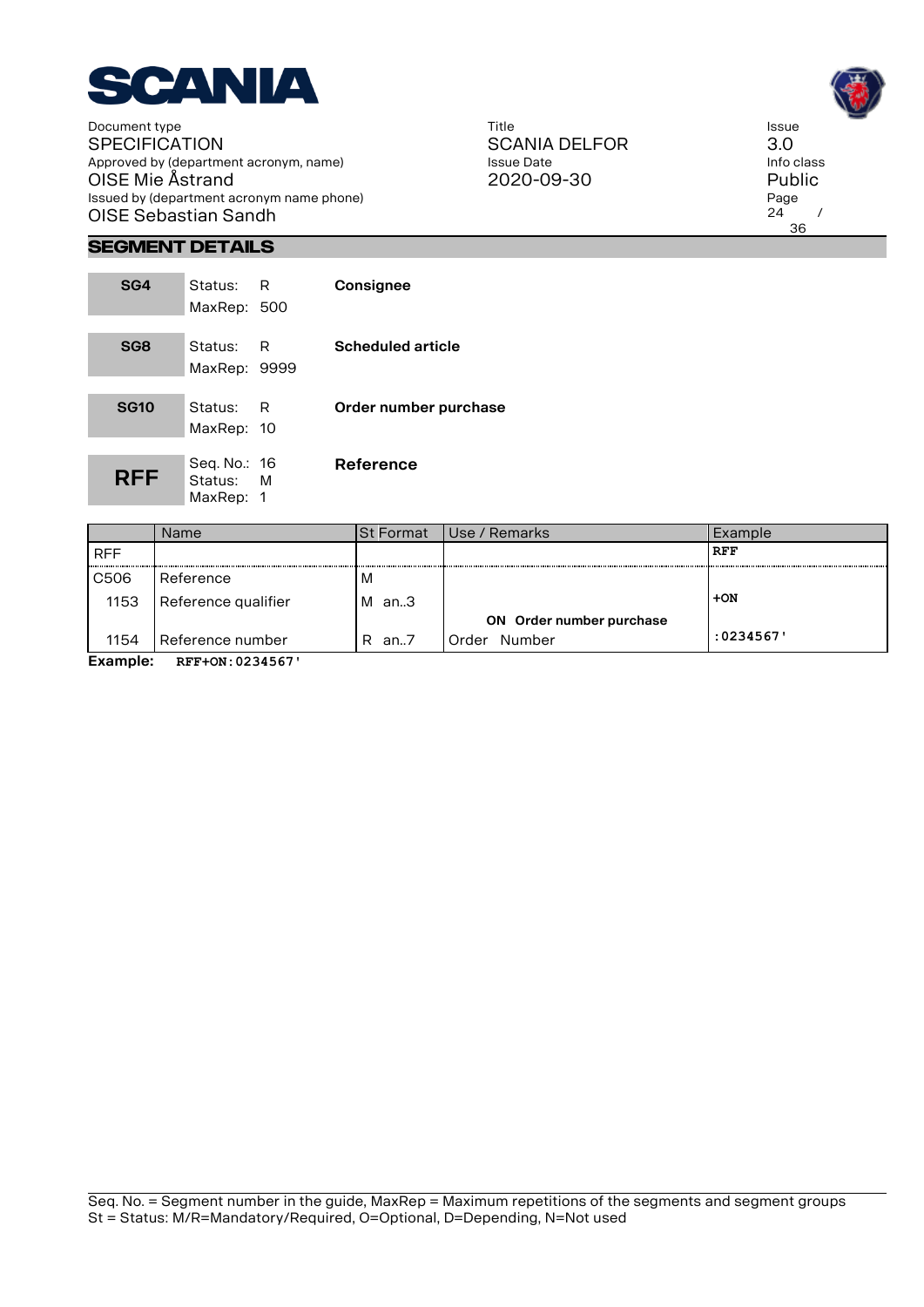## SEGMENT DETAILS

| | | |
|---|---|---|
| **SG4** | Status: R<br>MaxRep: 500 | **Consignee** |
| **SG8** | Status: R<br>MaxRep: 9999 | **Scheduled article** |
| **SG10** | Status: R<br>MaxRep: 10 | **Order number purchase** |
| **RFF** | Seq. No.: 16<br>Status: M<br>MaxRep: 1 | **Reference** |

| | Name | St Format | Use / Remarks | Example |
|---|---|---|---|---|
| RFF | | | | RFF |
| C506 | Reference | M | | |
| 1153 | Reference qualifier | M an..3 | **ON Order number purchase** | +ON |
| 1154 | Reference number | R an..7 | Order Number | :0234567' |

**Example:** `RFF+ON:0234567'`

Seq. No. = Segment number in the guide, MaxRep = Maximum repetitions of the segments and segment groups
St = Status: M/R=Mandatory/Required, O=Optional, D=Depending, N=Not used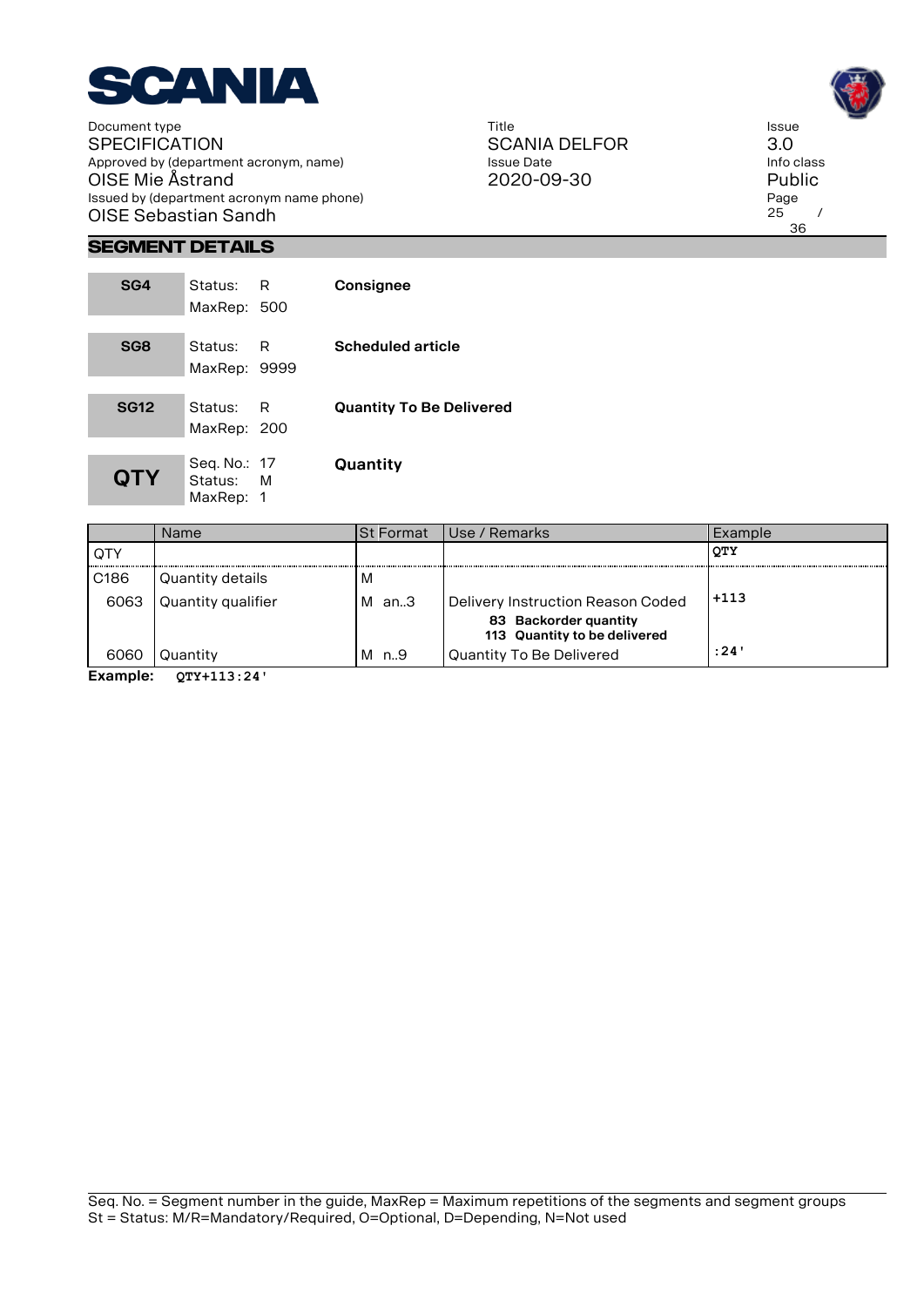## SEGMENT DETAILS

| | | |
|---|---|---|
| **SG4** | Status: R<br>MaxRep: 500 | **Consignee** |
| **SG8** | Status: R<br>MaxRep: 9999 | **Scheduled article** |
| **SG12** | Status: R<br>MaxRep: 200 | **Quantity To Be Delivered** |
| **QTY** | Seq. No.: 17<br>Status: M<br>MaxRep: 1 | **Quantity** |

| | Name | St Format | Use / Remarks | Example |
|---|---|---|---|---|
| QTY | | | | **QTY** |
| C186 | Quantity details | M | | |
| 6063 | Quantity qualifier | M an..3 | Delivery Instruction Reason Coded<br>**83 Backorder quantity**<br>**113 Quantity to be delivered** | **+113** |
| 6060 | Quantity | M n..9 | Quantity To Be Delivered | **:24'** |

**Example:** `QTY+113:24'`

Seq. No. = Segment number in the guide, MaxRep = Maximum repetitions of the segments and segment groups
St = Status: M/R=Mandatory/Required, O=Optional, D=Depending, N=Not used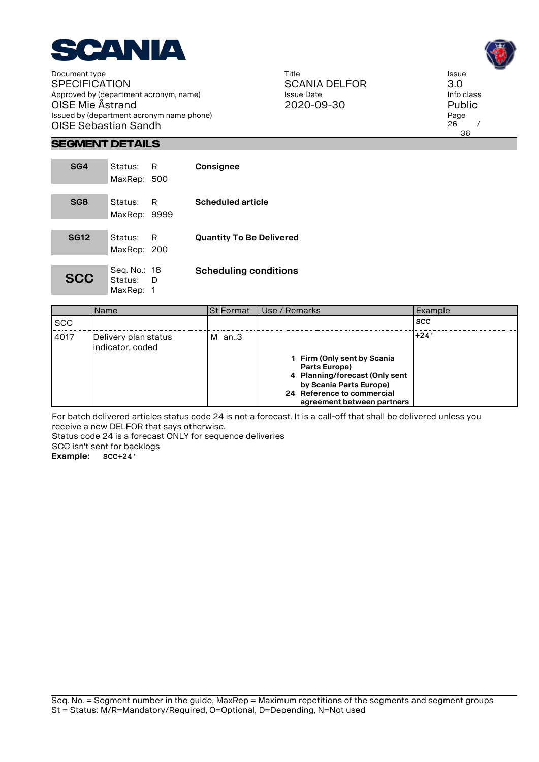## SEGMENT DETAILS

| | | |
|---|---|---|
| **SG4** | Status: R<br>MaxRep: 500 | **Consignee** |
| **SG8** | Status: R<br>MaxRep: 9999 | **Scheduled article** |
| **SG12** | Status: R<br>MaxRep: 200 | **Quantity To Be Delivered** |
| **SCC** | Seq. No.: 18<br>Status: D<br>MaxRep: 1 | **Scheduling conditions** |

| | Name | St Format | Use / Remarks | Example |
|---|---|---|---|---|
| SCC | | | | SCC |
| 4017 | Delivery plan status indicator, coded | M an..3 | **1 Firm (Only sent by Scania Parts Europe)**<br>**4 Planning/forecast (Only sent by Scania Parts Europe)**<br>**24 Reference to commercial agreement between partners** | +24' |

For batch delivered articles status code 24 is not a forecast. It is a call-off that shall be delivered unless you receive a new DELFOR that says otherwise.
Status code 24 is a forecast ONLY for sequence deliveries
SCC isn't sent for backlogs

**Example:** SCC+24'

Seq. No. = Segment number in the guide, MaxRep = Maximum repetitions of the segments and segment groups
St = Status: M/R=Mandatory/Required, O=Optional, D=Depending, N=Not used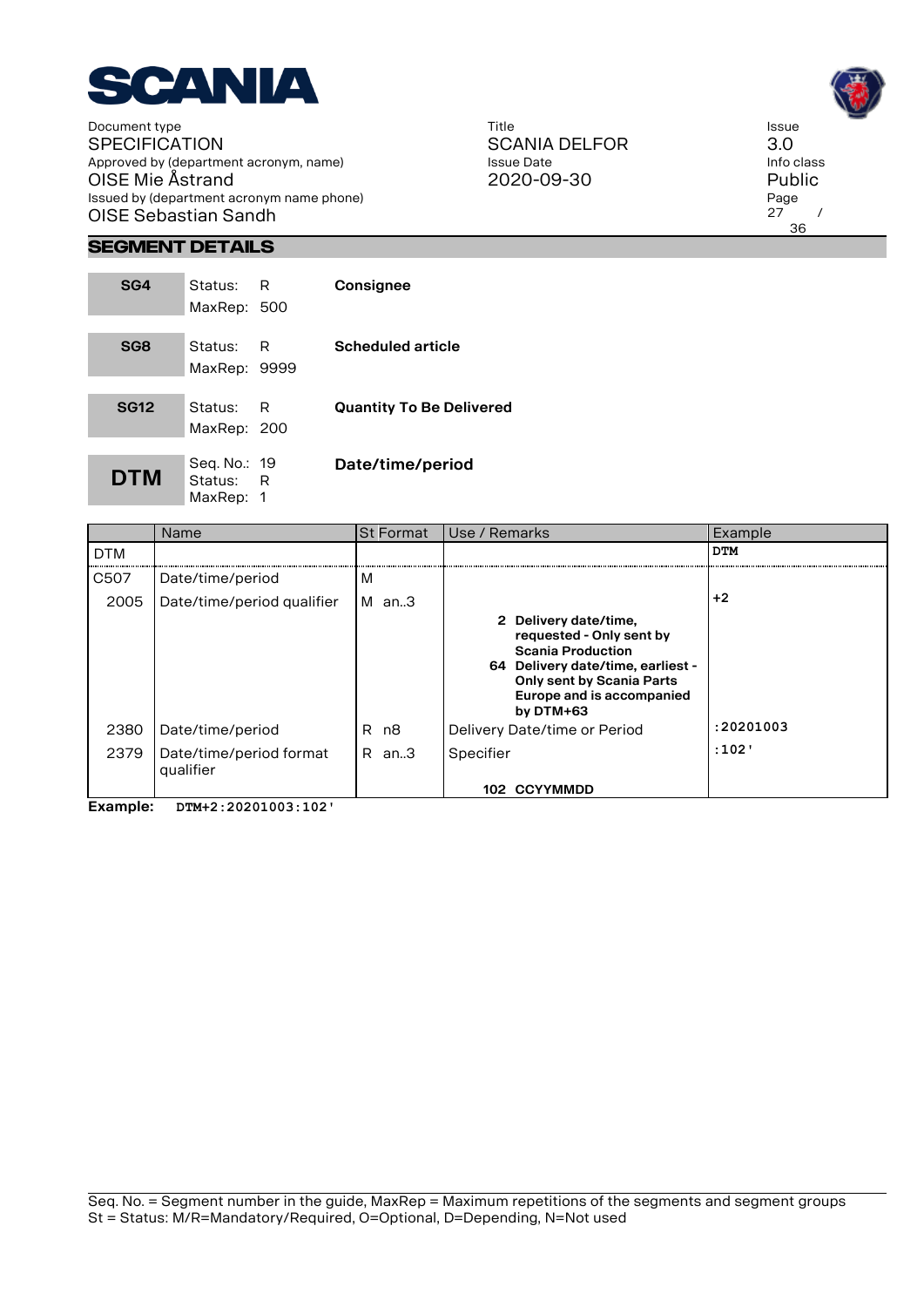## SEGMENT DETAILS

| | | |
|---|---|---|
| **SG4** | Status: R<br>MaxRep: 500 | **Consignee** |
| **SG8** | Status: R<br>MaxRep: 9999 | **Scheduled article** |
| **SG12** | Status: R<br>MaxRep: 200 | **Quantity To Be Delivered** |
| **DTM** | Seq. No.: 19<br>Status: R<br>MaxRep: 1 | **Date/time/period** |

| | Name | St | Format | Use / Remarks | Example |
|---|---|---|---|---|---|
| DTM | | | | | DTM |
| C507 | Date/time/period | M | | | |
| 2005 | Date/time/period qualifier | M | an..3 | **2 Delivery date/time, requested - Only sent by Scania Production**<br>**64 Delivery date/time, earliest - Only sent by Scania Parts Europe and is accompanied by DTM+63** | +2 |
| 2380 | Date/time/period | R | n8 | Delivery Date/time or Period | :20201003 |
| 2379 | Date/time/period format qualifier | R | an..3 | Specifier<br>**102 CCYYMMDD** | :102' |

**Example:** `DTM+2:20201003:102'`

Seq. No. = Segment number in the guide, MaxRep = Maximum repetitions of the segments and segment groups
St = Status: M/R=Mandatory/Required, O=Optional, D=Depending, N=Not used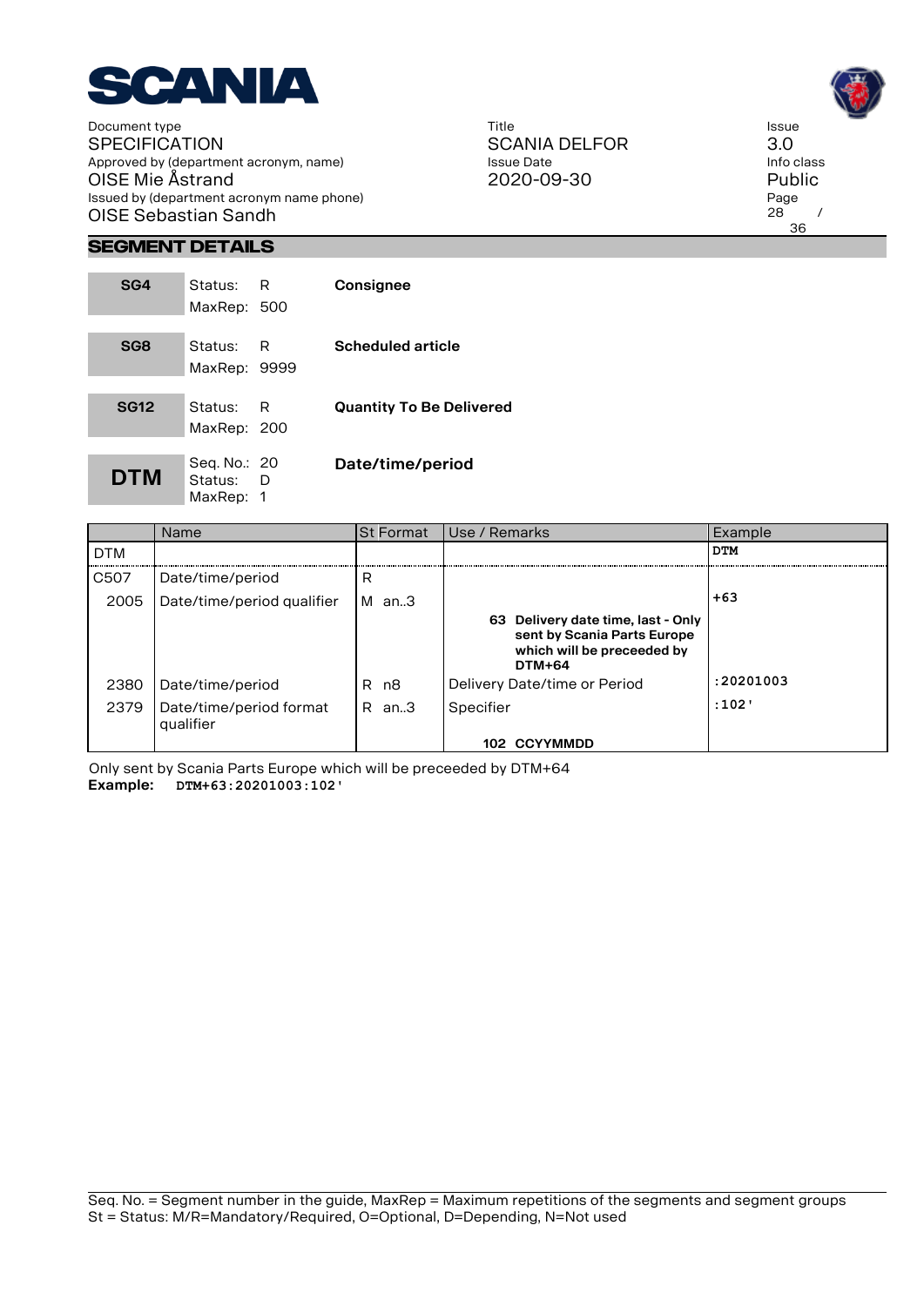## SEGMENT DETAILS

| | | |
|---|---|---|
| **SG4** | Status: R<br>MaxRep: 500 | **Consignee** |
| **SG8** | Status: R<br>MaxRep: 9999 | **Scheduled article** |
| **SG12** | Status: R<br>MaxRep: 200 | **Quantity To Be Delivered** |
| **DTM** | Seq. No.: 20<br>Status: D<br>MaxRep: 1 | **Date/time/period** |

| | Name | St Format | Use / Remarks | Example |
|---|---|---|---|---|
| DTM | | | | DTM |
| C507 | Date/time/period | R | | |
| 2005 | Date/time/period qualifier | M an..3 | **63 Delivery date time, last - Only sent by Scania Parts Europe which will be preceeded by DTM+64** | +63 |
| 2380 | Date/time/period | R n8 | Delivery Date/time or Period | :20201003 |
| 2379 | Date/time/period format qualifier | R an..3 | Specifier<br>**102 CCYYMMDD** | :102' |

Only sent by Scania Parts Europe which will be preceeded by DTM+64

**Example:** `DTM+63:20201003:102'`

Seq. No. = Segment number in the guide, MaxRep = Maximum repetitions of the segments and segment groups
St = Status: M/R=Mandatory/Required, O=Optional, D=Depending, N=Not used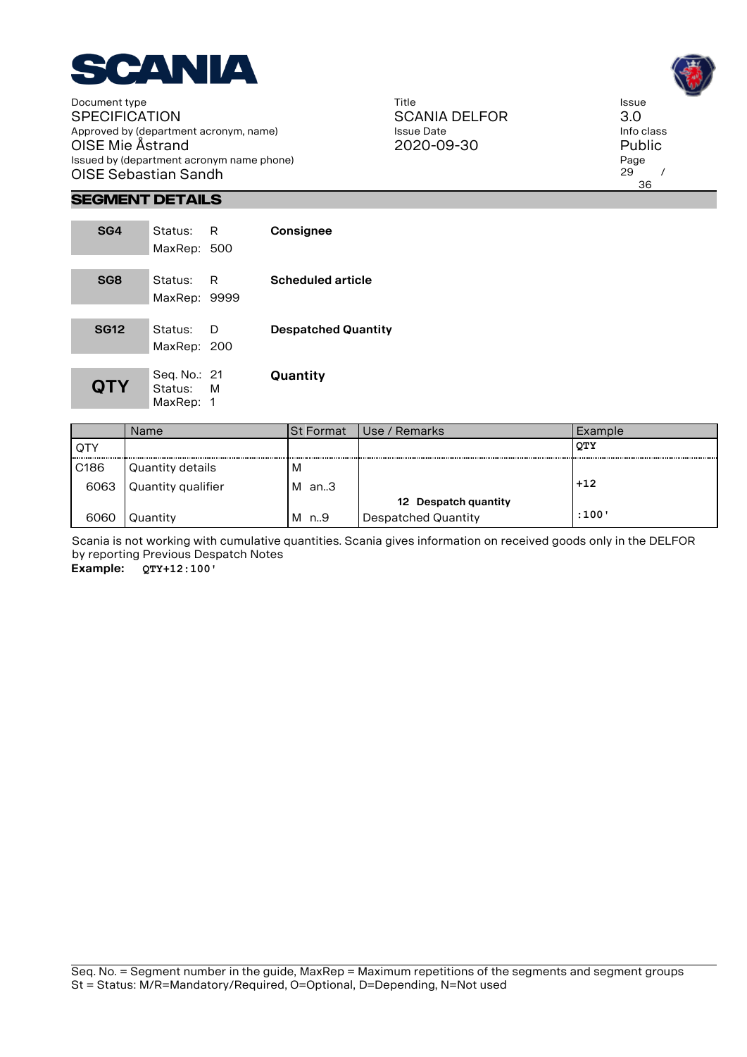## SEGMENT DETAILS

| | | | |
|---|---|---|---|
| **SG4** | Status: R<br>MaxRep: 500 | **Consignee** |
| **SG8** | Status: R<br>MaxRep: 9999 | **Scheduled article** |
| **SG12** | Status: D<br>MaxRep: 200 | **Despatched Quantity** |
| **QTY** | Seq. No.: 21<br>Status: M<br>MaxRep: 1 | **Quantity** |

| | Name | St Format | Use / Remarks | Example |
|---|---|---|---|---|
| QTY | | | | **QTY** |
| C186 | Quantity details | M | | |
| 6063 | Quantity qualifier | M an..3 | **12 Despatch quantity** | **+12** |
| 6060 | Quantity | M n..9 | Despatched Quantity | **:100'** |

Scania is not working with cumulative quantities. Scania gives information on received goods only in the DELFOR by reporting Previous Despatch Notes

**Example:** `QTY+12:100'`

Seq. No. = Segment number in the guide, MaxRep = Maximum repetitions of the segments and segment groups
St = Status: M/R=Mandatory/Required, O=Optional, D=Depending, N=Not used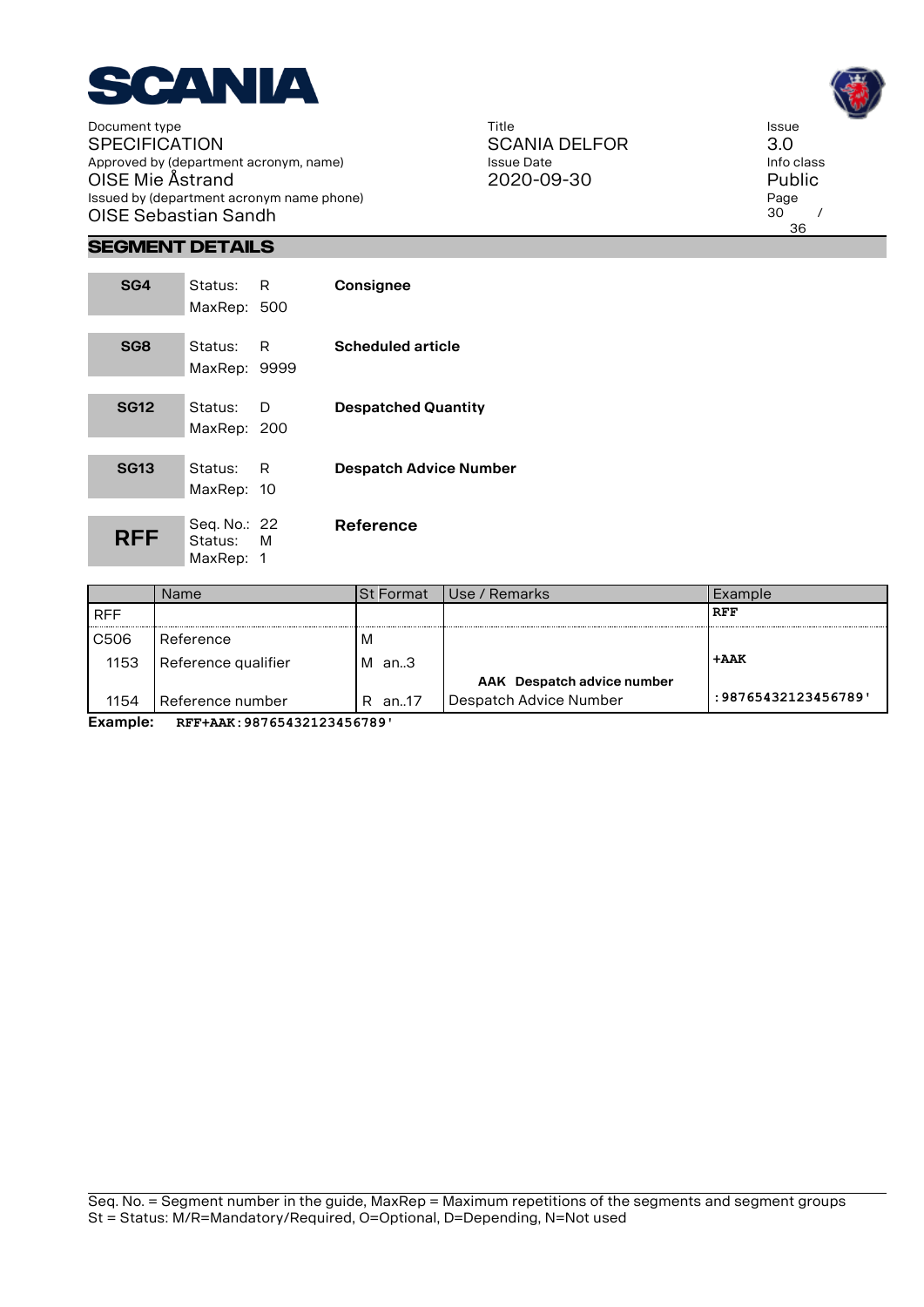## SEGMENT DETAILS

| **SG4** | Status: R<br>MaxRep: 500 | **Consignee** |
|---|---|---|
| **SG8** | Status: R<br>MaxRep: 9999 | **Scheduled article** |
| **SG12** | Status: D<br>MaxRep: 200 | **Despatched Quantity** |
| **SG13** | Status: R<br>MaxRep: 10 | **Despatch Advice Number** |
| **RFF** | Seq. No.: 22<br>Status: M<br>MaxRep: 1 | **Reference** |

| | Name | St Format | Use / Remarks | Example |
|---|---|---|---|---|
| RFF | | | | **RFF** |
| C506 | Reference | M | | |
| 1153 | Reference qualifier | M an..3 | **AAK Despatch advice number** | **+AAK** |
| 1154 | Reference number | R an..17 | Despatch Advice Number | **:98765432123456789'** |

**Example:** `RFF+AAK:98765432123456789'`

Seq. No. = Segment number in the guide, MaxRep = Maximum repetitions of the segments and segment groups
St = Status: M/R=Mandatory/Required, O=Optional, D=Depending, N=Not used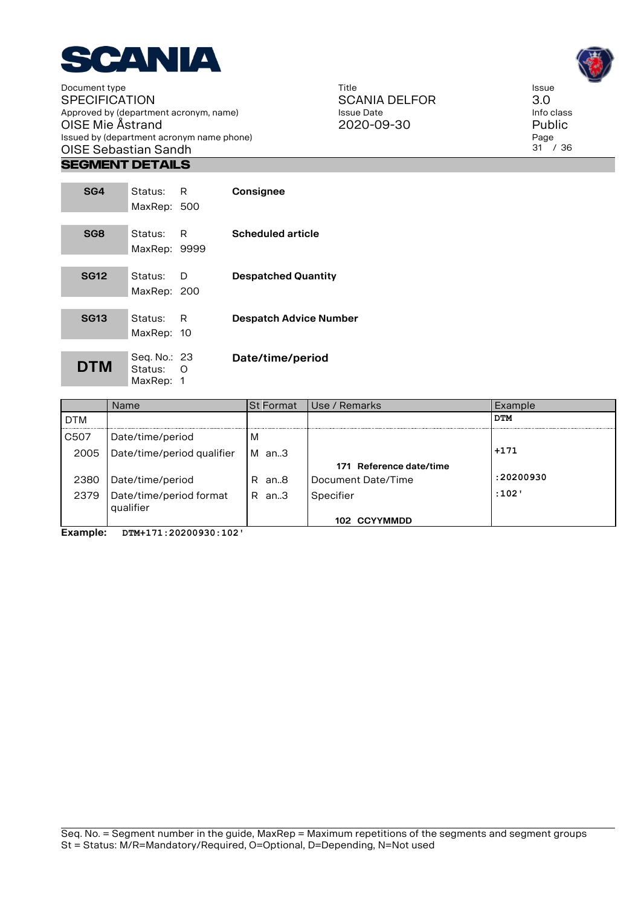## SEGMENT DETAILS

| | | |
|---|---|---|
| **SG4** | Status: R<br>MaxRep: 500 | **Consignee** |
| **SG8** | Status: R<br>MaxRep: 9999 | **Scheduled article** |
| **SG12** | Status: D<br>MaxRep: 200 | **Despatched Quantity** |
| **SG13** | Status: R<br>MaxRep: 10 | **Despatch Advice Number** |
| **DTM** | Seq. No.: 23<br>Status: O<br>MaxRep: 1 | **Date/time/period** |

| | Name | St | Format | Use / Remarks | Example |
|---|---|---|---|---|---|
| DTM | | | | | `DTM` |
| C507 | Date/time/period | M | | | |
| 2005 | Date/time/period qualifier | M | an..3 | **171 Reference date/time** | `+171` |
| 2380 | Date/time/period | R | an..8 | Document Date/Time | `:20200930` |
| 2379 | Date/time/period format qualifier | R | an..3 | Specifier<br>**102 CCYYMMDD** | `:102'` |

**Example:** `DTM+171:20200930:102'`

Seq. No. = Segment number in the guide, MaxRep = Maximum repetitions of the segments and segment groups
St = Status: M/R=Mandatory/Required, O=Optional, D=Depending, N=Not used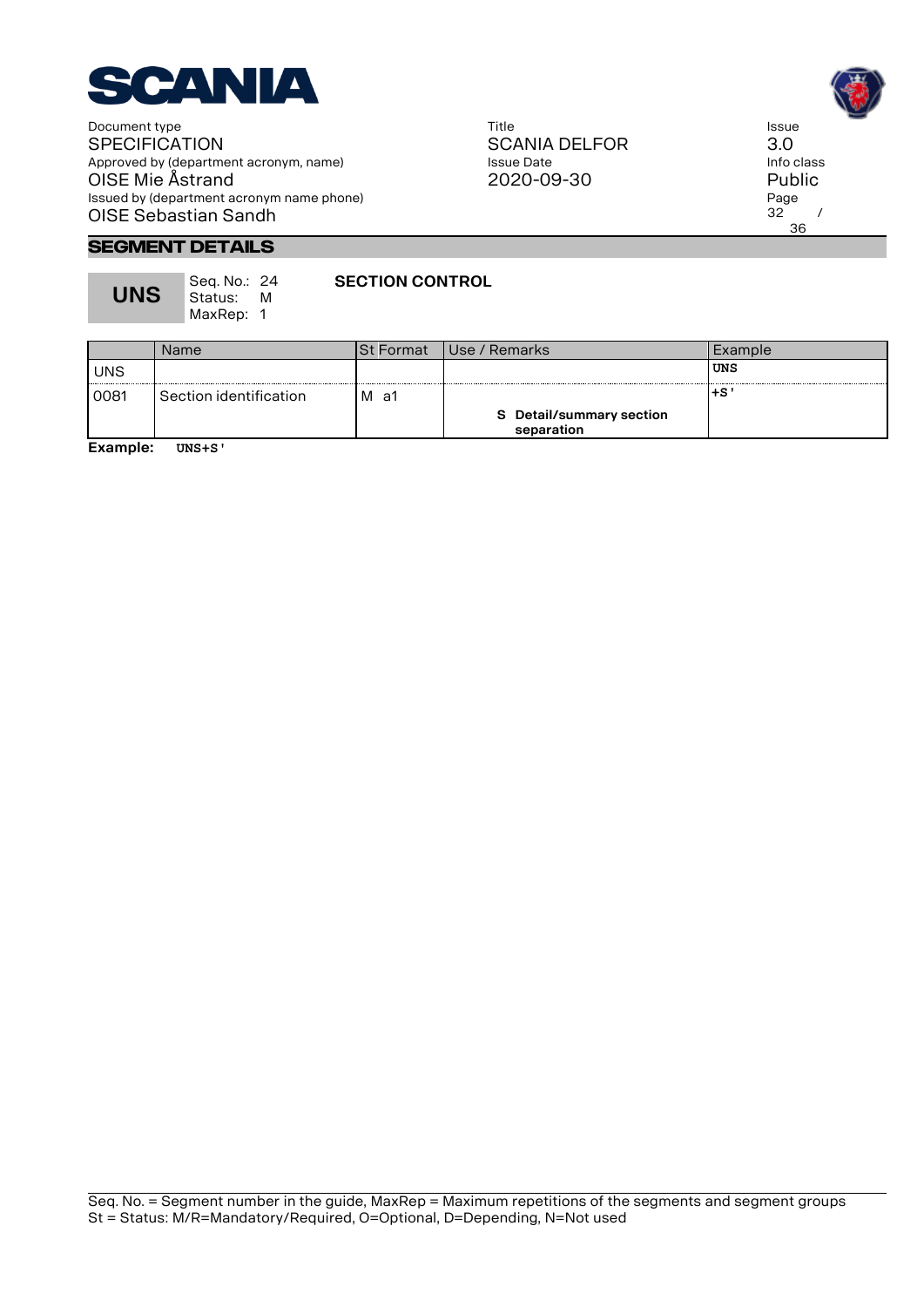## SEGMENT DETAILS

| **UNS** | Seq. No.: 24<br>Status: M<br>MaxRep: 1 | **SECTION CONTROL** |
|---|---|---|

| | Name | St Format | Use / Remarks | Example |
|---|---|---|---|---|
| UNS | | | | **UNS** |
| 0081 | Section identification | M a1 | **S Detail/summary section separation** | **+S'** |

**Example:** `UNS+S'`

Seq. No. = Segment number in the guide, MaxRep = Maximum repetitions of the segments and segment groups
St = Status: M/R=Mandatory/Required, O=Optional, D=Depending, N=Not used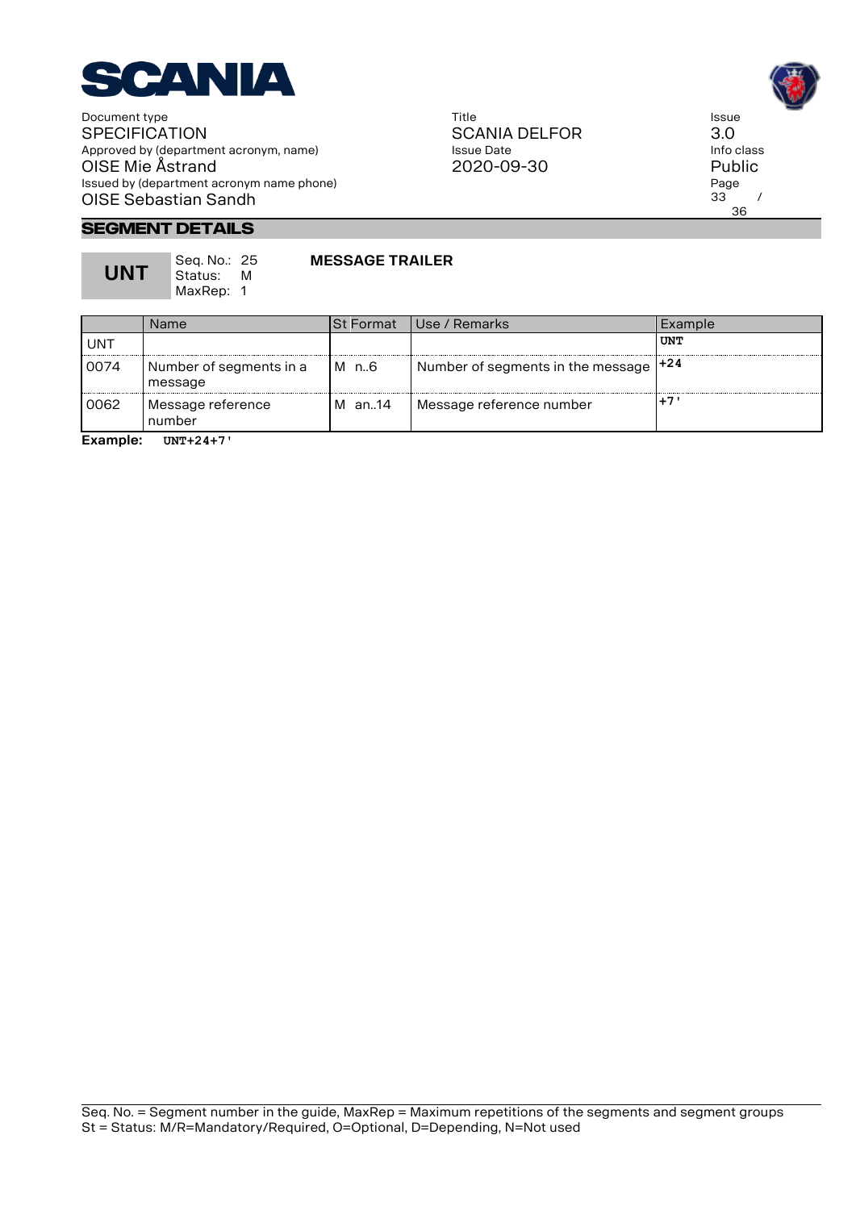## SEGMENT DETAILS

**UNT** Seq. No.: 25 Status: M MaxRep: 1 **MESSAGE TRAILER**

| | Name | St Format | Use / Remarks | Example |
|---|---|---|---|---|
| UNT | | | | **UNT** |
| 0074 | Number of segments in a message | M n..6 | Number of segments in the message | **+24** |
| 0062 | Message reference number | M an..14 | Message reference number | **+7'** |

**Example:** `UNT+24+7'`

Seq. No. = Segment number in the guide, MaxRep = Maximum repetitions of the segments and segment groups
St = Status: M/R=Mandatory/Required, O=Optional, D=Depending, N=Not used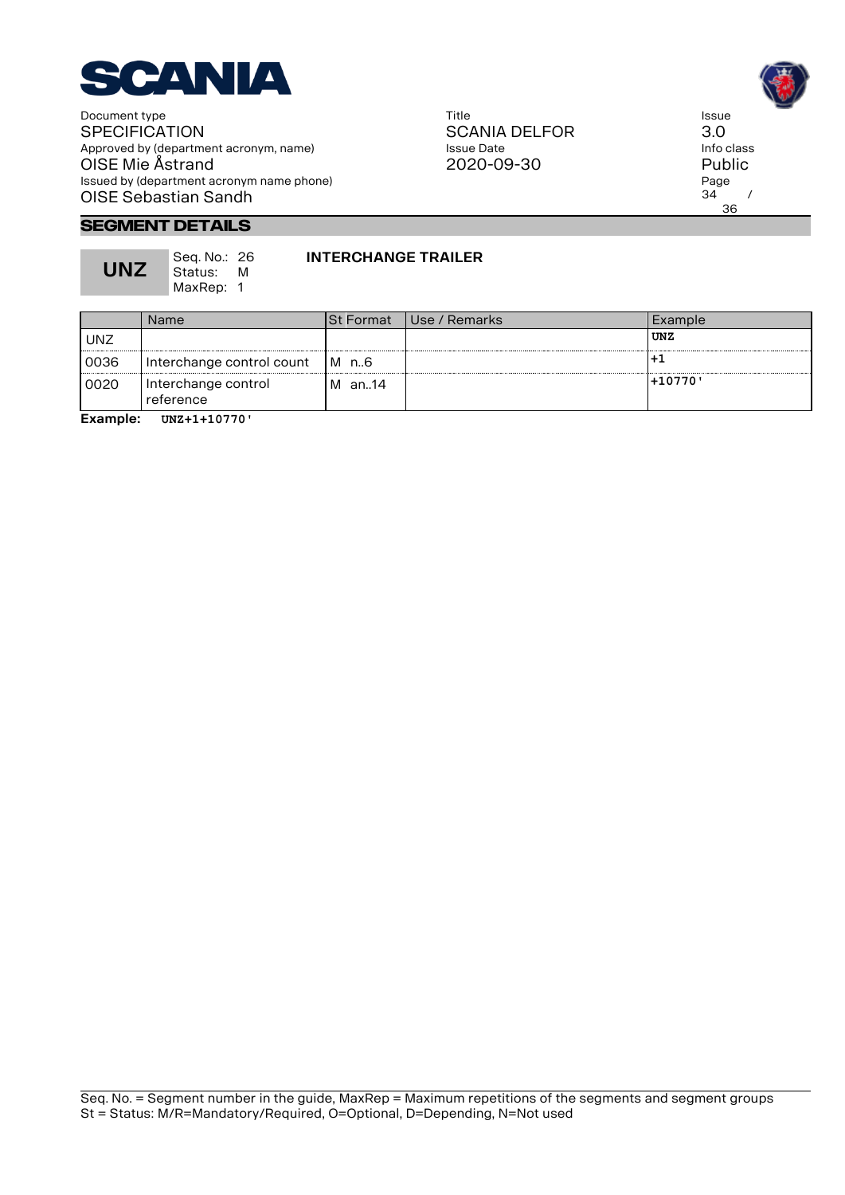## SEGMENT DETAILS

**UNZ** Seq. No.: 26 Status: M MaxRep: 1 **INTERCHANGE TRAILER**

| | Name | St Format | Use / Remarks | Example |
|---|---|---|---|---|
| UNZ | | | | **UNZ** |
| 0036 | Interchange control count | M n..6 | | **+1** |
| 0020 | Interchange control reference | M an..14 | | **+10770'** |

**Example:** `UNZ+1+10770'`

Seq. No. = Segment number in the guide, MaxRep = Maximum repetitions of the segments and segment groups
St = Status: M/R=Mandatory/Required, O=Optional, D=Depending, N=Not used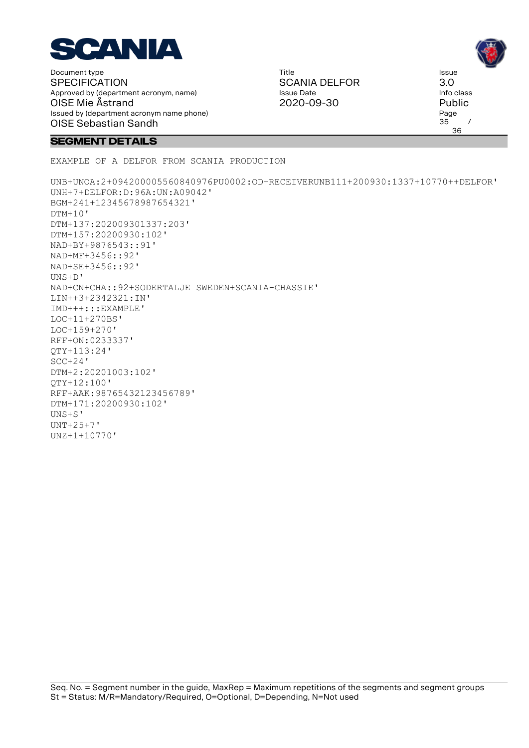## SEGMENT DETAILS

EXAMPLE OF A DELFOR FROM SCANIA PRODUCTION

```
UNB+UNOA:2+094200005560840976PU0002:OD+RECEIVERUNB111+200930:1337+10770++DELFOR'
UNH+7+DELFOR:D:96A:UN:A09042'
BGM+241+12345678987654321'
DTM+10'
DTM+137:202009301337:203'
DTM+157:20200930:102'
NAD+BY+9876543::91'
NAD+MF+3456::92'
NAD+SE+3456::92'
UNS+D'
NAD+CN+CHA::92+SODERTALJE SWEDEN+SCANIA-CHASSIE'
LIN++3+2342321:IN'
IMD+++:::EXAMPLE'
LOC+11+270BS'
LOC+159+270'
RFF+ON:0233337'
QTY+113:24'
SCC+24'
DTM+2:20201003:102'
QTY+12:100'
RFF+AAK:98765432123456789'
DTM+171:20200930:102'
UNS+S'
UNT+25+7'
UNZ+1+10770'
```

Seq. No. = Segment number in the guide, MaxRep = Maximum repetitions of the segments and segment groups
St = Status: M/R=Mandatory/Required, O=Optional, D=Depending, N=Not used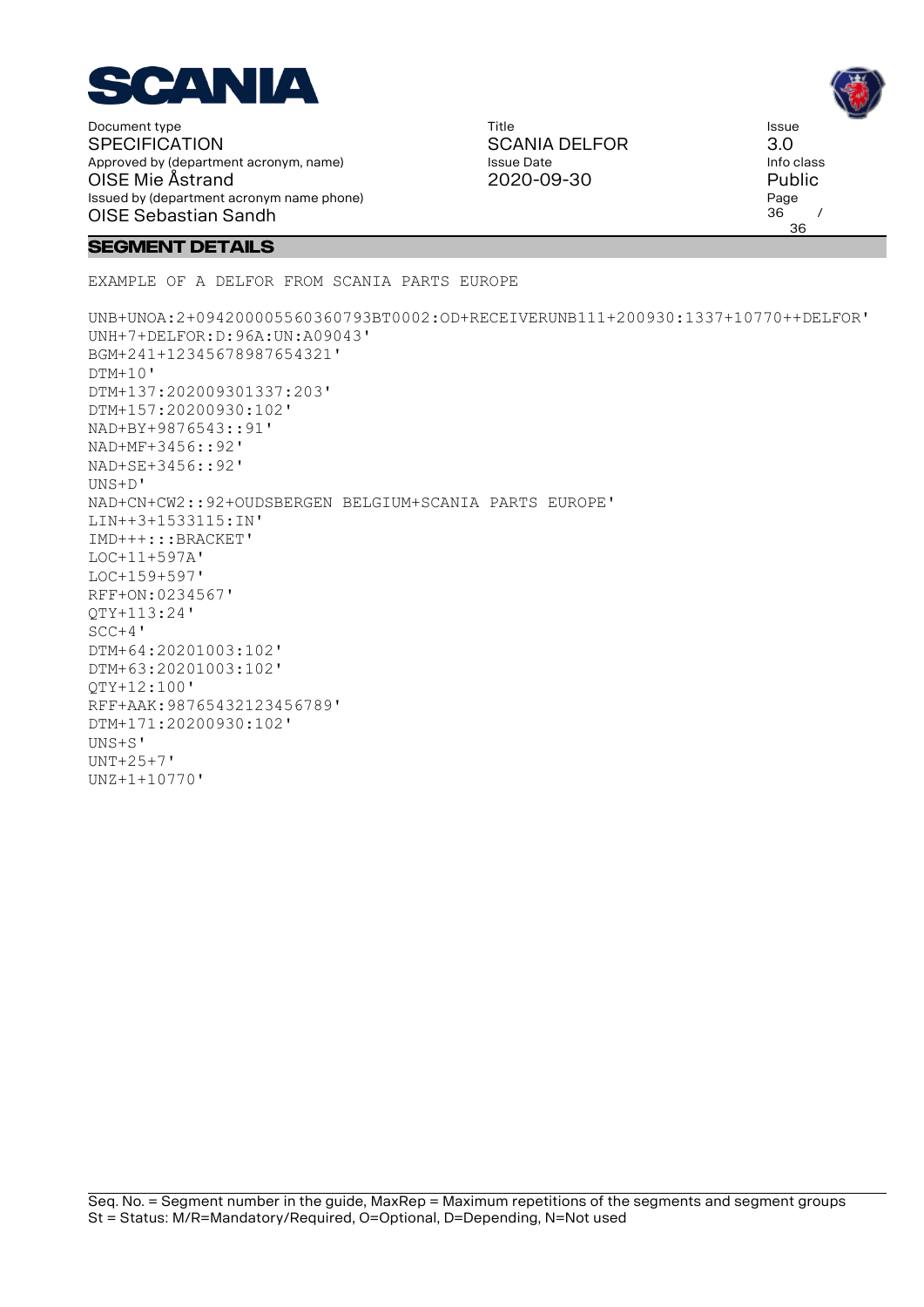## SEGMENT DETAILS

EXAMPLE OF A DELFOR FROM SCANIA PARTS EUROPE

```
UNB+UNOA:2+0942000055603607938T0002:OD+RECEIVERUNB111+200930:1337+10770++DELFOR'
UNH+7+DELFOR:D:96A:UN:A09043'
BGM+241+12345678987654321'
DTM+10'
DTM+137:202009301337:203'
DTM+157:20200930:102'
NAD+BY+9876543::91'
NAD+MF+3456::92'
NAD+SE+3456::92'
UNS+D'
NAD+CN+CW2::92+OUDSBERGEN BELGIUM+SCANIA PARTS EUROPE'
LIN++3+1533115:IN'
IMD+++:::BRACKET'
LOC+11+597A'
LOC+159+597'
RFF+ON:0234567'
QTY+113:24'
SCC+4'
DTM+64:20201003:102'
DTM+63:20201003:102'
QTY+12:100'
RFF+AAK:98765432123456789'
DTM+171:20200930:102'
UNS+S'
UNT+25+7'
UNZ+1+10770'
```

Seq. No. = Segment number in the guide, MaxRep = Maximum repetitions of the segments and segment groups
St = Status: M/R=Mandatory/Required, O=Optional, D=Depending, N=Not used